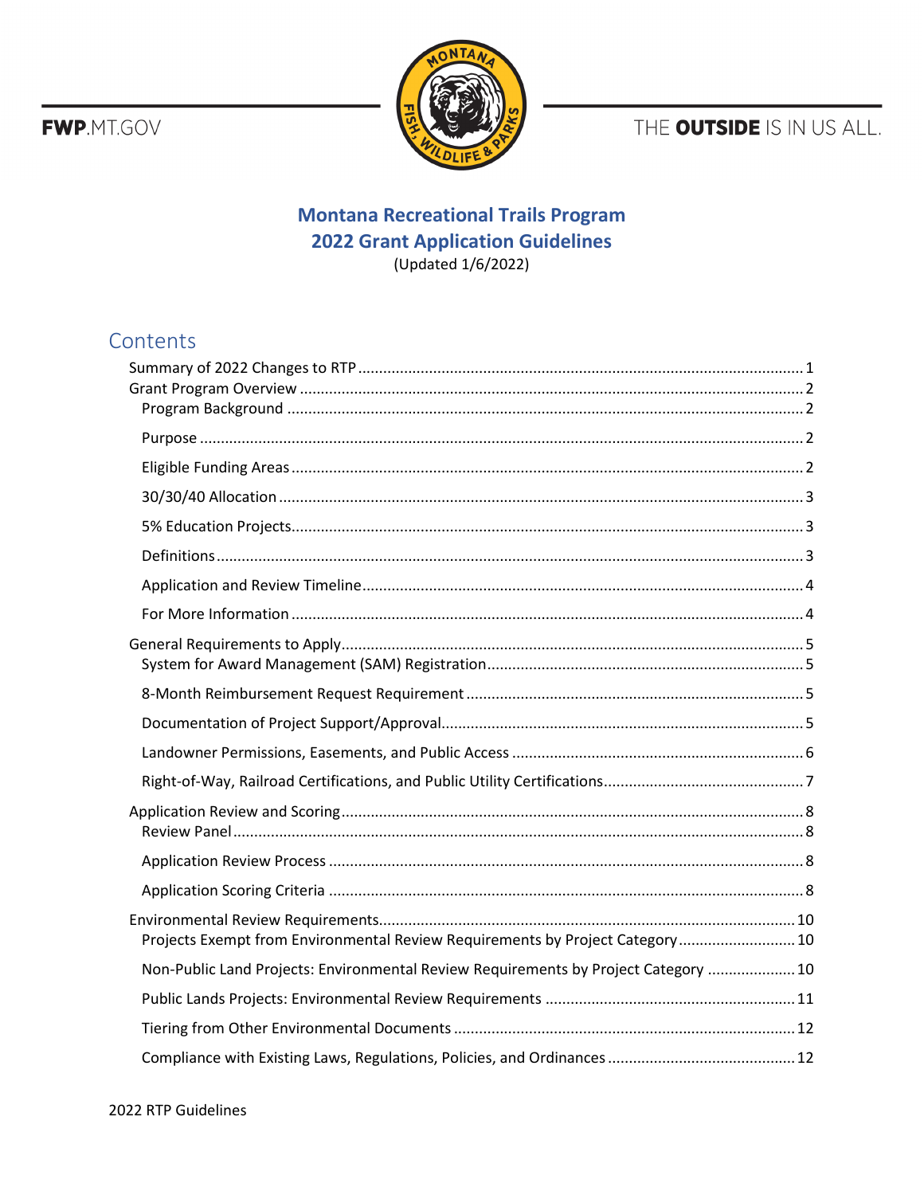FWP.MT.GOV

THE **OUTSIDE** IS IN US ALL.

# Montana Recreational Trails Program
# 2022 Grant Application Guidelines

(Updated 1/6/2022)

## Contents

- Summary of 2022 Changes to RTP ..... 1
- Grant Program Overview ..... 2
  - Program Background ..... 2
  - Purpose ..... 2
  - Eligible Funding Areas ..... 2
  - 30/30/40 Allocation ..... 3
  - 5% Education Projects ..... 3
  - Definitions ..... 3
  - Application and Review Timeline ..... 4
  - For More Information ..... 4
- General Requirements to Apply ..... 5
  - System for Award Management (SAM) Registration ..... 5
  - 8-Month Reimbursement Request Requirement ..... 5
  - Documentation of Project Support/Approval ..... 5
  - Landowner Permissions, Easements, and Public Access ..... 6
  - Right-of-Way, Railroad Certifications, and Public Utility Certifications ..... 7
- Application Review and Scoring ..... 8
  - Review Panel ..... 8
  - Application Review Process ..... 8
  - Application Scoring Criteria ..... 8
- Environmental Review Requirements ..... 10
  - Projects Exempt from Environmental Review Requirements by Project Category ..... 10
  - Non-Public Land Projects: Environmental Review Requirements by Project Category ..... 10
  - Public Lands Projects: Environmental Review Requirements ..... 11
  - Tiering from Other Environmental Documents ..... 12
  - Compliance with Existing Laws, Regulations, Policies, and Ordinances ..... 12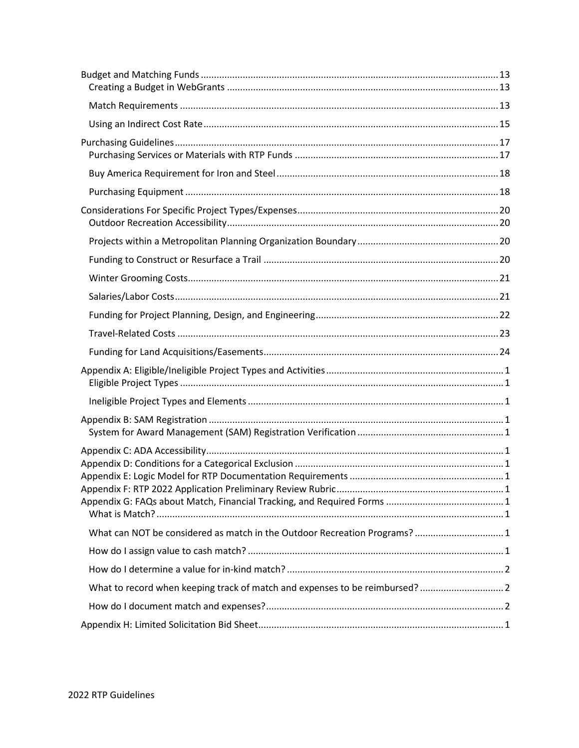- Budget and Matching Funds ..... 13
  - Creating a Budget in WebGrants ..... 13
  - Match Requirements ..... 13
  - Using an Indirect Cost Rate ..... 15
- Purchasing Guidelines ..... 17
  - Purchasing Services or Materials with RTP Funds ..... 17
  - Buy America Requirement for Iron and Steel ..... 18
  - Purchasing Equipment ..... 18
- Considerations For Specific Project Types/Expenses ..... 20
  - Outdoor Recreation Accessibility ..... 20
  - Projects within a Metropolitan Planning Organization Boundary ..... 20
  - Funding to Construct or Resurface a Trail ..... 20
  - Winter Grooming Costs ..... 21
  - Salaries/Labor Costs ..... 21
  - Funding for Project Planning, Design, and Engineering ..... 22
  - Travel-Related Costs ..... 23
  - Funding for Land Acquisitions/Easements ..... 24
- Appendix A: Eligible/Ineligible Project Types and Activities ..... 1
  - Eligible Project Types ..... 1
  - Ineligible Project Types and Elements ..... 1
- Appendix B: SAM Registration ..... 1
  - System for Award Management (SAM) Registration Verification ..... 1
- Appendix C: ADA Accessibility ..... 1
- Appendix D: Conditions for a Categorical Exclusion ..... 1
- Appendix E: Logic Model for RTP Documentation Requirements ..... 1
- Appendix F: RTP 2022 Application Preliminary Review Rubric ..... 1
- Appendix G: FAQs about Match, Financial Tracking, and Required Forms ..... 1
  - What is Match? ..... 1
  - What can NOT be considered as match in the Outdoor Recreation Programs? ..... 1
  - How do I assign value to cash match? ..... 1
  - How do I determine a value for in-kind match? ..... 2
  - What to record when keeping track of match and expenses to be reimbursed? ..... 2
  - How do I document match and expenses? ..... 2
- Appendix H: Limited Solicitation Bid Sheet ..... 1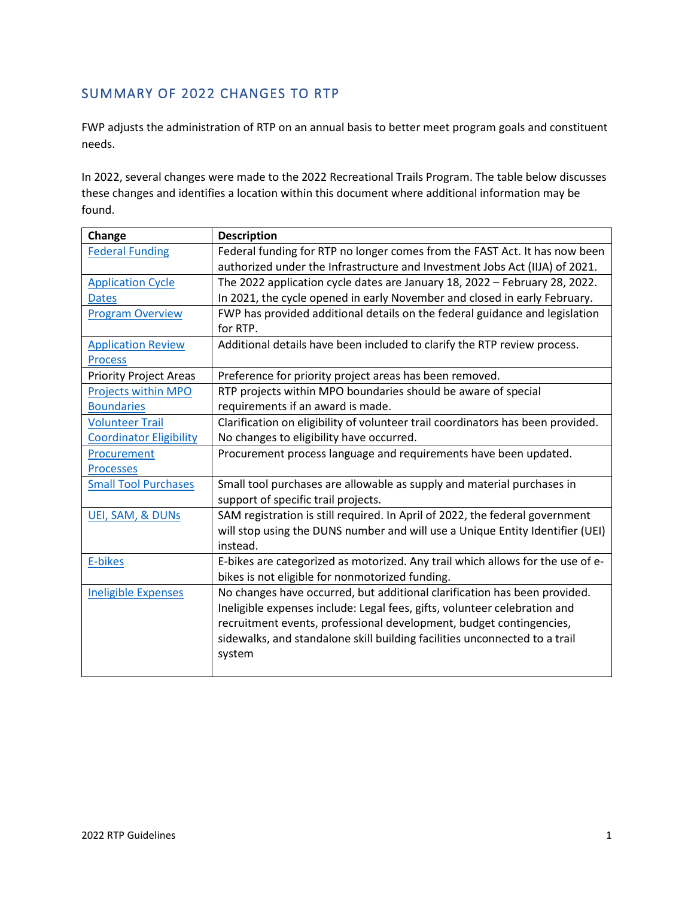## SUMMARY OF 2022 CHANGES TO RTP

FWP adjusts the administration of RTP on an annual basis to better meet program goals and constituent needs.

In 2022, several changes were made to the 2022 Recreational Trails Program. The table below discusses these changes and identifies a location within this document where additional information may be found.

| Change | Description |
|---|---|
| Federal Funding | Federal funding for RTP no longer comes from the FAST Act. It has now been authorized under the Infrastructure and Investment Jobs Act (IIJA) of 2021. |
| Application Cycle Dates | The 2022 application cycle dates are January 18, 2022 – February 28, 2022. In 2021, the cycle opened in early November and closed in early February. |
| Program Overview | FWP has provided additional details on the federal guidance and legislation for RTP. |
| Application Review Process | Additional details have been included to clarify the RTP review process. |
| Priority Project Areas | Preference for priority project areas has been removed. |
| Projects within MPO Boundaries | RTP projects within MPO boundaries should be aware of special requirements if an award is made. |
| Volunteer Trail Coordinator Eligibility | Clarification on eligibility of volunteer trail coordinators has been provided. No changes to eligibility have occurred. |
| Procurement Processes | Procurement process language and requirements have been updated. |
| Small Tool Purchases | Small tool purchases are allowable as supply and material purchases in support of specific trail projects. |
| UEI, SAM, & DUNs | SAM registration is still required. In April of 2022, the federal government will stop using the DUNS number and will use a Unique Entity Identifier (UEI) instead. |
| E-bikes | E-bikes are categorized as motorized. Any trail which allows for the use of e-bikes is not eligible for nonmotorized funding. |
| Ineligible Expenses | No changes have occurred, but additional clarification has been provided. Ineligible expenses include: Legal fees, gifts, volunteer celebration and recruitment events, professional development, budget contingencies, sidewalks, and standalone skill building facilities unconnected to a trail system |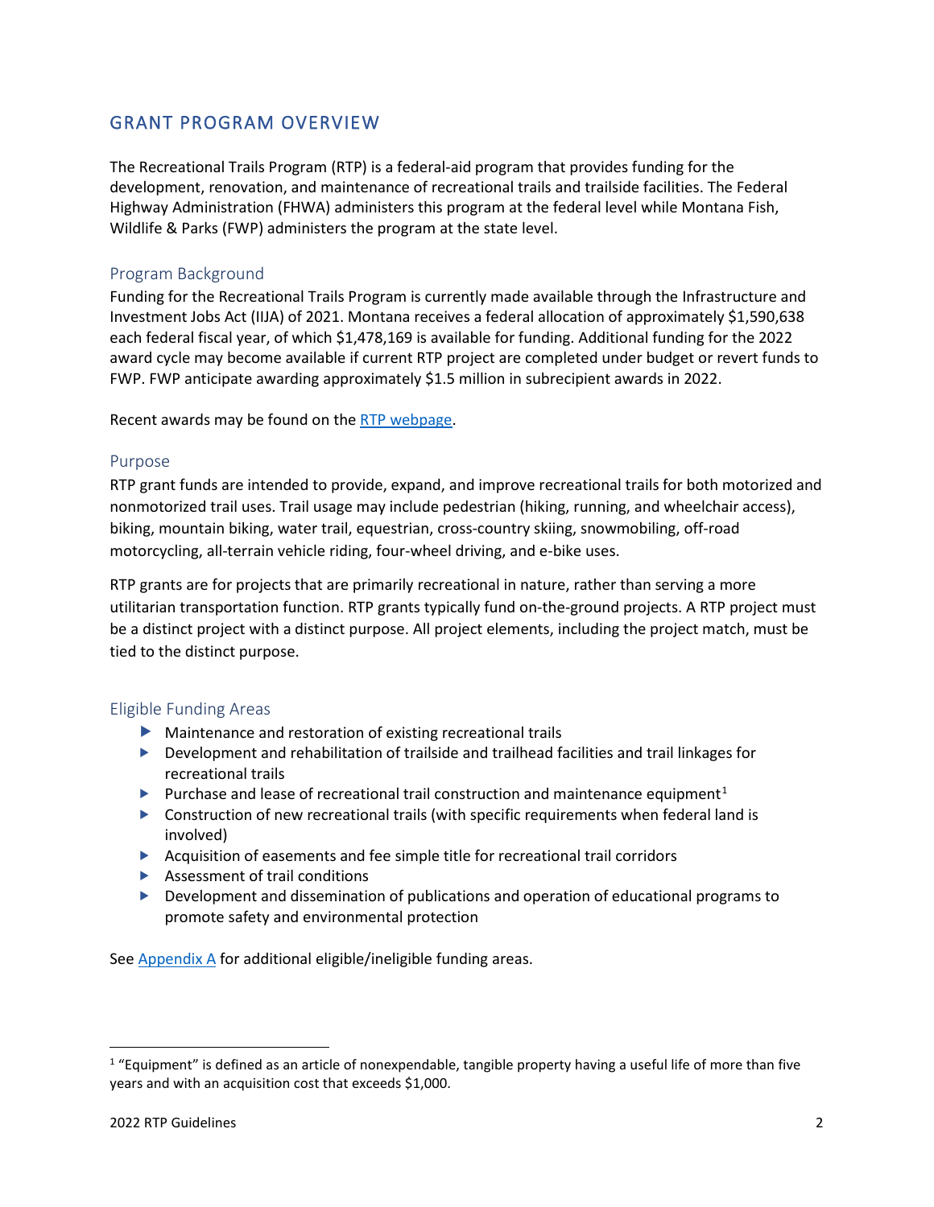## GRANT PROGRAM OVERVIEW

The Recreational Trails Program (RTP) is a federal-aid program that provides funding for the development, renovation, and maintenance of recreational trails and trailside facilities. The Federal Highway Administration (FHWA) administers this program at the federal level while Montana Fish, Wildlife & Parks (FWP) administers the program at the state level.

### Program Background

Funding for the Recreational Trails Program is currently made available through the Infrastructure and Investment Jobs Act (IIJA) of 2021. Montana receives a federal allocation of approximately $1,590,638 each federal fiscal year, of which $1,478,169 is available for funding. Additional funding for the 2022 award cycle may become available if current RTP project are completed under budget or revert funds to FWP. FWP anticipate awarding approximately $1.5 million in subrecipient awards in 2022.

Recent awards may be found on the [RTP webpage](#).

### Purpose

RTP grant funds are intended to provide, expand, and improve recreational trails for both motorized and nonmotorized trail uses. Trail usage may include pedestrian (hiking, running, and wheelchair access), biking, mountain biking, water trail, equestrian, cross-country skiing, snowmobiling, off-road motorcycling, all-terrain vehicle riding, four-wheel driving, and e-bike uses.

RTP grants are for projects that are primarily recreational in nature, rather than serving a more utilitarian transportation function. RTP grants typically fund on-the-ground projects. A RTP project must be a distinct project with a distinct purpose. All project elements, including the project match, must be tied to the distinct purpose.

### Eligible Funding Areas

- Maintenance and restoration of existing recreational trails
- Development and rehabilitation of trailside and trailhead facilities and trail linkages for recreational trails
- Purchase and lease of recreational trail construction and maintenance equipment[1]
- Construction of new recreational trails (with specific requirements when federal land is involved)
- Acquisition of easements and fee simple title for recreational trail corridors
- Assessment of trail conditions
- Development and dissemination of publications and operation of educational programs to promote safety and environmental protection

See [Appendix A](#) for additional eligible/ineligible funding areas.

---

[1] "Equipment" is defined as an article of nonexpendable, tangible property having a useful life of more than five years and with an acquisition cost that exceeds $1,000.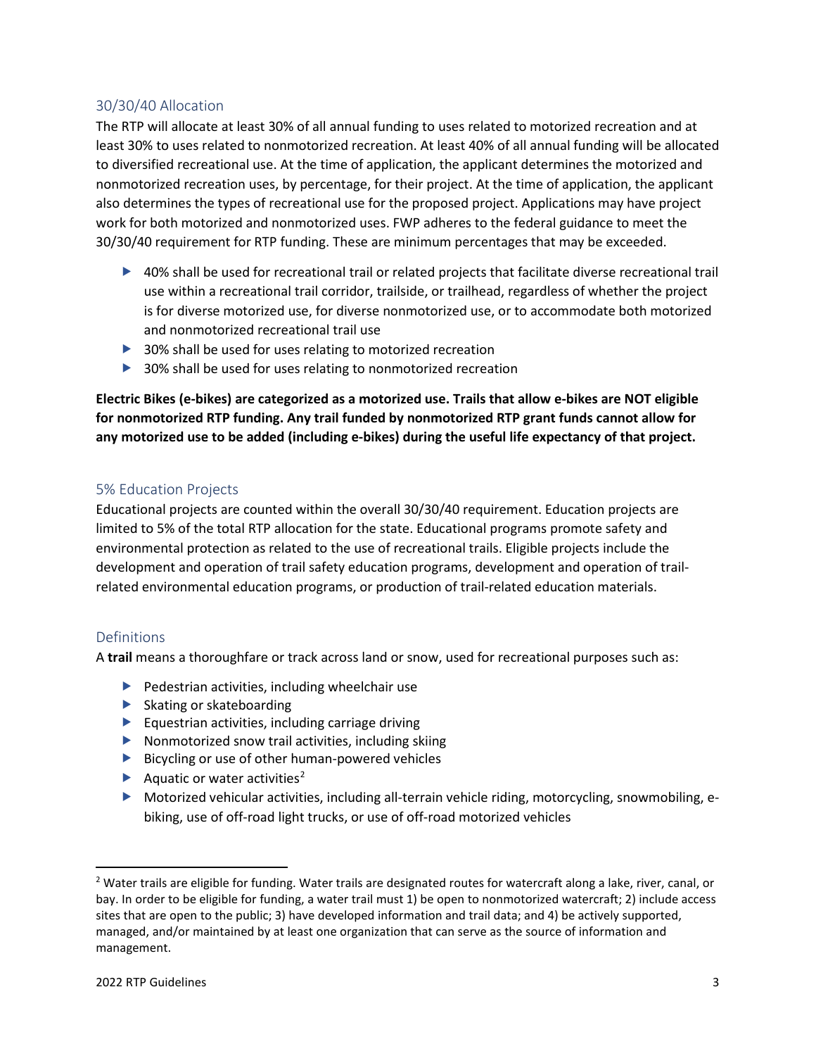## 30/30/40 Allocation

The RTP will allocate at least 30% of all annual funding to uses related to motorized recreation and at least 30% to uses related to nonmotorized recreation. At least 40% of all annual funding will be allocated to diversified recreational use. At the time of application, the applicant determines the motorized and nonmotorized recreation uses, by percentage, for their project. At the time of application, the applicant also determines the types of recreational use for the proposed project. Applications may have project work for both motorized and nonmotorized uses. FWP adheres to the federal guidance to meet the 30/30/40 requirement for RTP funding. These are minimum percentages that may be exceeded.

- 40% shall be used for recreational trail or related projects that facilitate diverse recreational trail use within a recreational trail corridor, trailside, or trailhead, regardless of whether the project is for diverse motorized use, for diverse nonmotorized use, or to accommodate both motorized and nonmotorized recreational trail use
- 30% shall be used for uses relating to motorized recreation
- 30% shall be used for uses relating to nonmotorized recreation

**Electric Bikes (e-bikes) are categorized as a motorized use. Trails that allow e-bikes are NOT eligible for nonmotorized RTP funding. Any trail funded by nonmotorized RTP grant funds cannot allow for any motorized use to be added (including e-bikes) during the useful life expectancy of that project.**

## 5% Education Projects

Educational projects are counted within the overall 30/30/40 requirement. Education projects are limited to 5% of the total RTP allocation for the state. Educational programs promote safety and environmental protection as related to the use of recreational trails. Eligible projects include the development and operation of trail safety education programs, development and operation of trail-related environmental education programs, or production of trail-related education materials.

## Definitions

A **trail** means a thoroughfare or track across land or snow, used for recreational purposes such as:

- Pedestrian activities, including wheelchair use
- Skating or skateboarding
- Equestrian activities, including carriage driving
- Nonmotorized snow trail activities, including skiing
- Bicycling or use of other human-powered vehicles
- Aquatic or water activities[2]
- Motorized vehicular activities, including all-terrain vehicle riding, motorcycling, snowmobiling, e-biking, use of off-road light trucks, or use of off-road motorized vehicles

[2] Water trails are eligible for funding. Water trails are designated routes for watercraft along a lake, river, canal, or bay. In order to be eligible for funding, a water trail must 1) be open to nonmotorized watercraft; 2) include access sites that are open to the public; 3) have developed information and trail data; and 4) be actively supported, managed, and/or maintained by at least one organization that can serve as the source of information and management.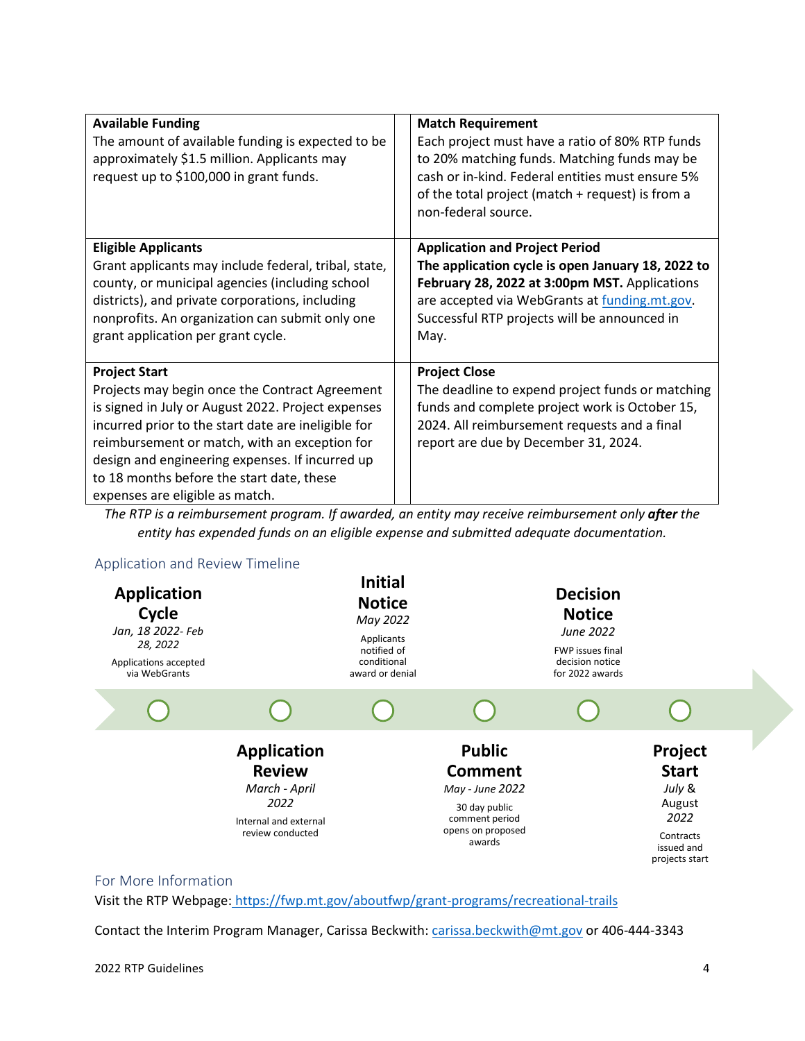| **Available Funding**<br>The amount of available funding is expected to be approximately $1.5 million. Applicants may request up to $100,000 in grant funds. | | **Match Requirement**<br>Each project must have a ratio of 80% RTP funds to 20% matching funds. Matching funds may be cash or in-kind. Federal entities must ensure 5% of the total project (match + request) is from a non-federal source. |
|---|---|---|
| **Eligible Applicants**<br>Grant applicants may include federal, tribal, state, county, or municipal agencies (including school districts), and private corporations, including nonprofits. An organization can submit only one grant application per grant cycle. | | **Application and Project Period**<br>**The application cycle is open January 18, 2022 to February 28, 2022 at 3:00pm MST.** Applications are accepted via WebGrants at [funding.mt.gov](funding.mt.gov). Successful RTP projects will be announced in May. |
| **Project Start**<br>Projects may begin once the Contract Agreement is signed in July or August 2022. Project expenses incurred prior to the start date are ineligible for reimbursement or match, with an exception for design and engineering expenses. If incurred up to 18 months before the start date, these expenses are eligible as match. | | **Project Close**<br>The deadline to expend project funds or matching funds and complete project work is October 15, 2024. All reimbursement requests and a final report are due by December 31, 2024. |

*The RTP is a reimbursement program. If awarded, an entity may receive reimbursement only* ***after*** *the entity has expended funds on an eligible expense and submitted adequate documentation.*

## Application and Review Timeline

**Application Cycle**
*Jan, 18 2022- Feb 28, 2022*
Applications accepted via WebGrants

**Application Review**
*March - April 2022*
Internal and external review conducted

**Initial Notice**
*May 2022*
Applicants notified of conditional award or denial

**Public Comment**
*May - June 2022*
30 day public comment period opens on proposed awards

**Decision Notice**
*June 2022*
FWP issues final decision notice for 2022 awards

**Project Start**
*July & August 2022*
Contracts issued and projects start

## For More Information

Visit the RTP Webpage: [https://fwp.mt.gov/aboutfwp/grant-programs/recreational-trails](https://fwp.mt.gov/aboutfwp/grant-programs/recreational-trails)

Contact the Interim Program Manager, Carissa Beckwith: [carissa.beckwith@mt.gov](mailto:carissa.beckwith@mt.gov) or 406-444-3343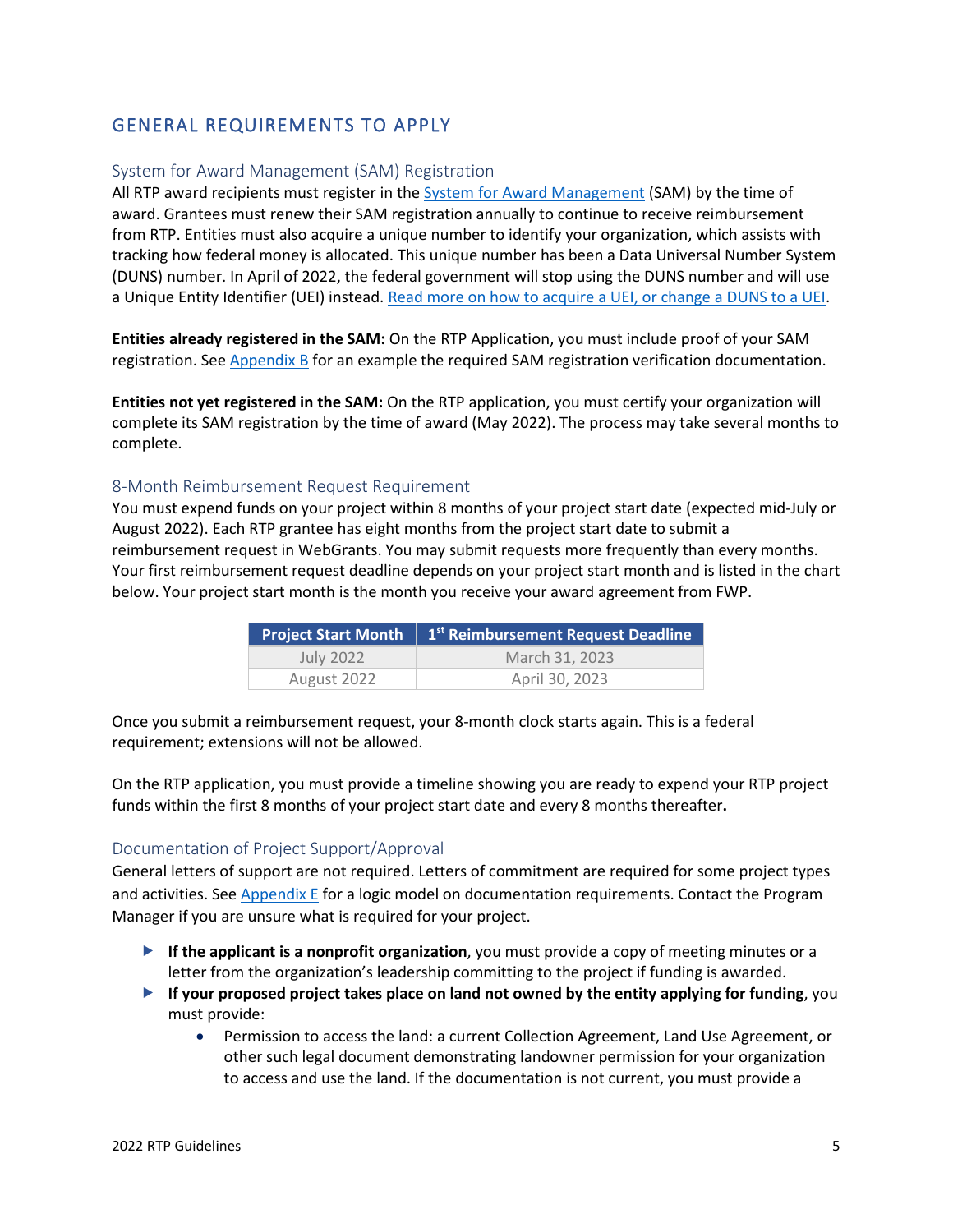## GENERAL REQUIREMENTS TO APPLY

### System for Award Management (SAM) Registration

All RTP award recipients must register in the System for Award Management (SAM) by the time of award. Grantees must renew their SAM registration annually to continue to receive reimbursement from RTP. Entities must also acquire a unique number to identify your organization, which assists with tracking how federal money is allocated. This unique number has been a Data Universal Number System (DUNS) number. In April of 2022, the federal government will stop using the DUNS number and will use a Unique Entity Identifier (UEI) instead. Read more on how to acquire a UEI, or change a DUNS to a UEI.

**Entities already registered in the SAM:** On the RTP Application, you must include proof of your SAM registration. See Appendix B for an example the required SAM registration verification documentation.

**Entities not yet registered in the SAM:** On the RTP application, you must certify your organization will complete its SAM registration by the time of award (May 2022). The process may take several months to complete.

### 8-Month Reimbursement Request Requirement

You must expend funds on your project within 8 months of your project start date (expected mid-July or August 2022). Each RTP grantee has eight months from the project start date to submit a reimbursement request in WebGrants. You may submit requests more frequently than every months. Your first reimbursement request deadline depends on your project start month and is listed in the chart below. Your project start month is the month you receive your award agreement from FWP.

| Project Start Month | 1st Reimbursement Request Deadline |
|---|---|
| July 2022 | March 31, 2023 |
| August 2022 | April 30, 2023 |

Once you submit a reimbursement request, your 8-month clock starts again. This is a federal requirement; extensions will not be allowed.

On the RTP application, you must provide a timeline showing you are ready to expend your RTP project funds within the first 8 months of your project start date and every 8 months thereafter**.**

### Documentation of Project Support/Approval

General letters of support are not required. Letters of commitment are required for some project types and activities. See Appendix E for a logic model on documentation requirements. Contact the Program Manager if you are unsure what is required for your project.

- **If the applicant is a nonprofit organization**, you must provide a copy of meeting minutes or a letter from the organization's leadership committing to the project if funding is awarded.
- **If your proposed project takes place on land not owned by the entity applying for funding**, you must provide:
    - Permission to access the land: a current Collection Agreement, Land Use Agreement, or other such legal document demonstrating landowner permission for your organization to access and use the land. If the documentation is not current, you must provide a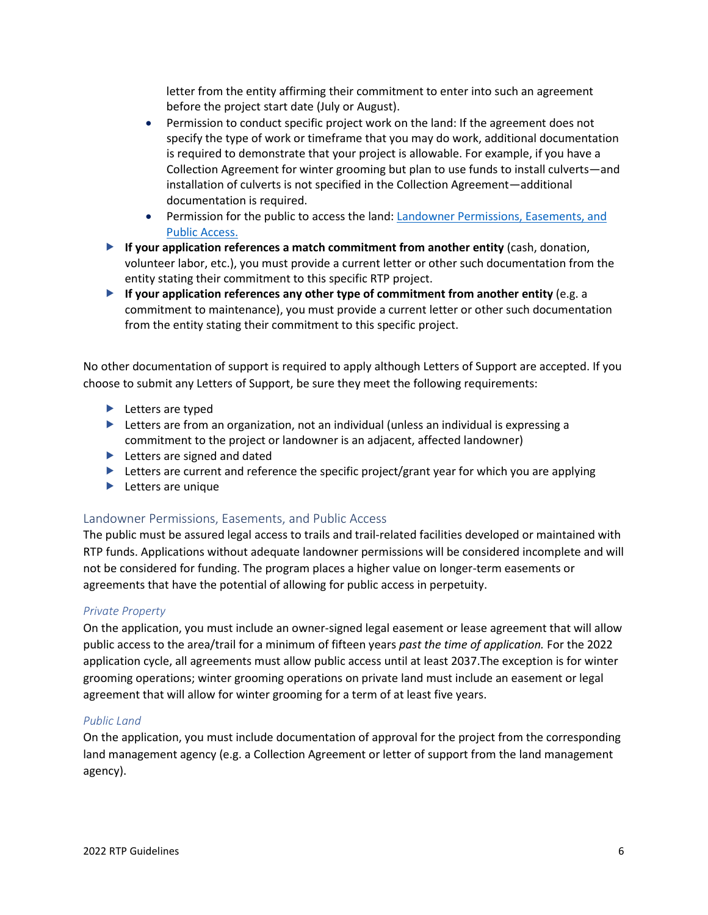letter from the entity affirming their commitment to enter into such an agreement before the project start date (July or August).

- Permission to conduct specific project work on the land: If the agreement does not specify the type of work or timeframe that you may do work, additional documentation is required to demonstrate that your project is allowable. For example, if you have a Collection Agreement for winter grooming but plan to use funds to install culverts—and installation of culverts is not specified in the Collection Agreement—additional documentation is required.
- Permission for the public to access the land: [Landowner Permissions, Easements, and Public Access.](#landowner-permissions-easements-and-public-access)

- **If your application references a match commitment from another entity** (cash, donation, volunteer labor, etc.), you must provide a current letter or other such documentation from the entity stating their commitment to this specific RTP project.
- **If your application references any other type of commitment from another entity** (e.g. a commitment to maintenance), you must provide a current letter or other such documentation from the entity stating their commitment to this specific project.

No other documentation of support is required to apply although Letters of Support are accepted. If you choose to submit any Letters of Support, be sure they meet the following requirements:

- Letters are typed
- Letters are from an organization, not an individual (unless an individual is expressing a commitment to the project or landowner is an adjacent, affected landowner)
- Letters are signed and dated
- Letters are current and reference the specific project/grant year for which you are applying
- Letters are unique

## Landowner Permissions, Easements, and Public Access

The public must be assured legal access to trails and trail-related facilities developed or maintained with RTP funds. Applications without adequate landowner permissions will be considered incomplete and will not be considered for funding. The program places a higher value on longer-term easements or agreements that have the potential of allowing for public access in perpetuity.

### *Private Property*

On the application, you must include an owner-signed legal easement or lease agreement that will allow public access to the area/trail for a minimum of fifteen years *past the time of application.* For the 2022 application cycle, all agreements must allow public access until at least 2037.The exception is for winter grooming operations; winter grooming operations on private land must include an easement or legal agreement that will allow for winter grooming for a term of at least five years.

### *Public Land*

On the application, you must include documentation of approval for the project from the corresponding land management agency (e.g. a Collection Agreement or letter of support from the land management agency).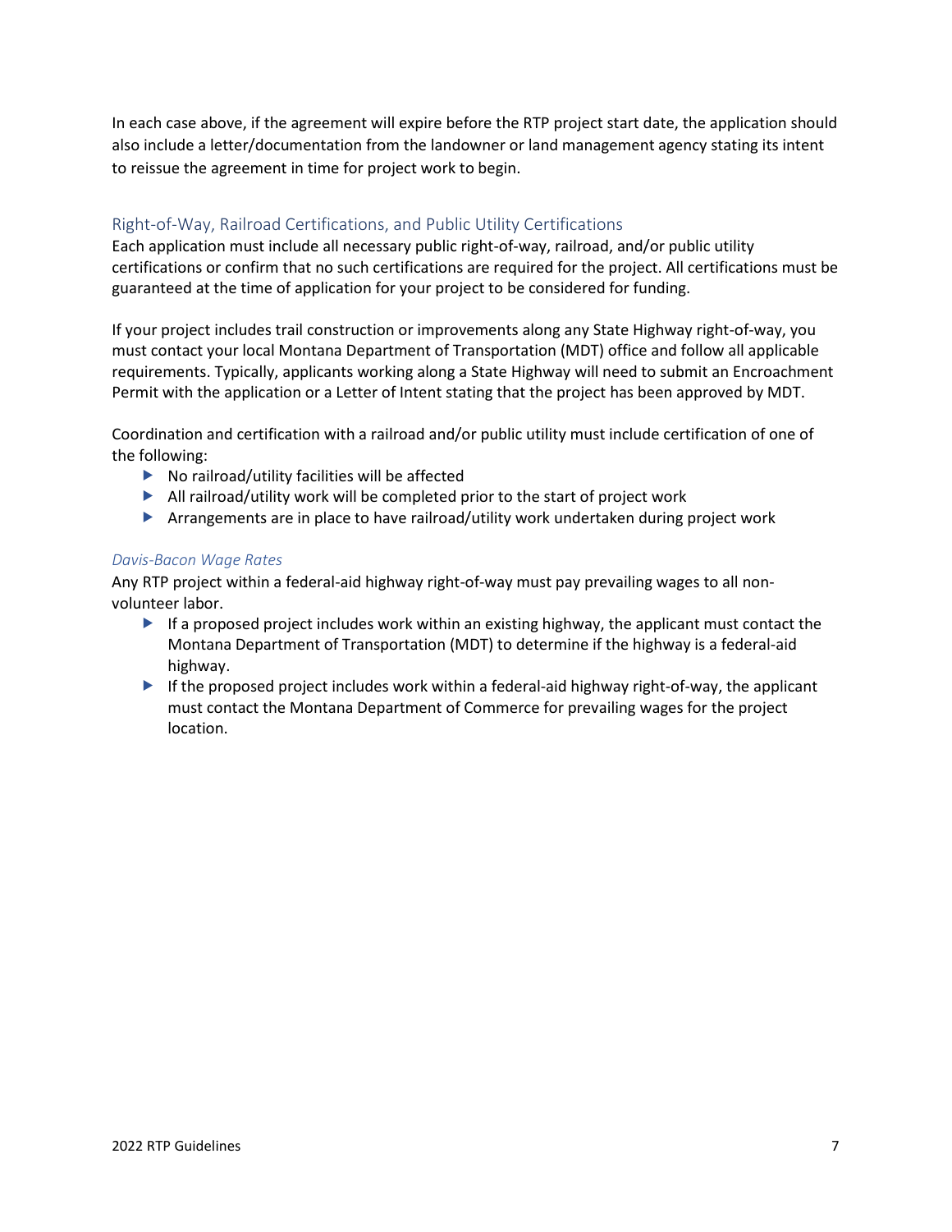In each case above, if the agreement will expire before the RTP project start date, the application should also include a letter/documentation from the landowner or land management agency stating its intent to reissue the agreement in time for project work to begin.

## Right-of-Way, Railroad Certifications, and Public Utility Certifications

Each application must include all necessary public right-of-way, railroad, and/or public utility certifications or confirm that no such certifications are required for the project. All certifications must be guaranteed at the time of application for your project to be considered for funding.

If your project includes trail construction or improvements along any State Highway right-of-way, you must contact your local Montana Department of Transportation (MDT) office and follow all applicable requirements. Typically, applicants working along a State Highway will need to submit an Encroachment Permit with the application or a Letter of Intent stating that the project has been approved by MDT.

Coordination and certification with a railroad and/or public utility must include certification of one of the following:

- No railroad/utility facilities will be affected
- All railroad/utility work will be completed prior to the start of project work
- Arrangements are in place to have railroad/utility work undertaken during project work

### *Davis-Bacon Wage Rates*

Any RTP project within a federal-aid highway right-of-way must pay prevailing wages to all non-volunteer labor.

- If a proposed project includes work within an existing highway, the applicant must contact the Montana Department of Transportation (MDT) to determine if the highway is a federal-aid highway.
- If the proposed project includes work within a federal-aid highway right-of-way, the applicant must contact the Montana Department of Commerce for prevailing wages for the project location.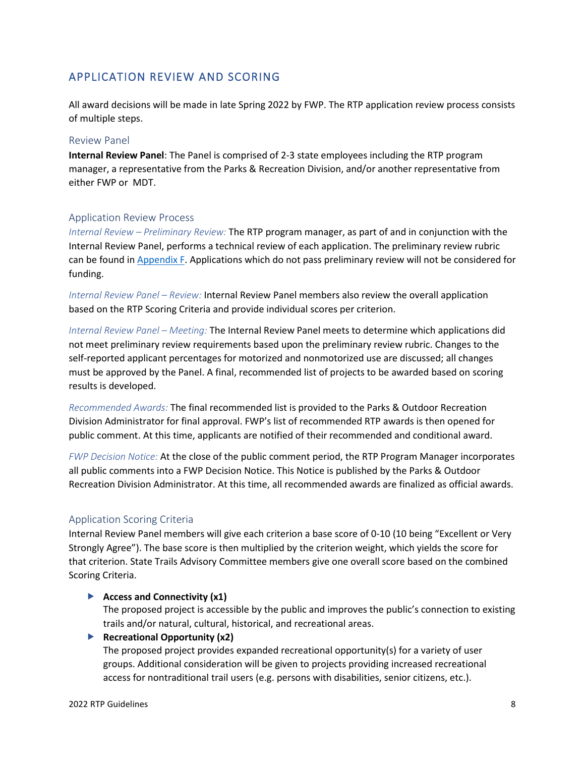## APPLICATION REVIEW AND SCORING

All award decisions will be made in late Spring 2022 by FWP. The RTP application review process consists of multiple steps.

### Review Panel

**Internal Review Panel**: The Panel is comprised of 2-3 state employees including the RTP program manager, a representative from the Parks & Recreation Division, and/or another representative from either FWP or MDT.

### Application Review Process

*Internal Review – Preliminary Review:* The RTP program manager, as part of and in conjunction with the Internal Review Panel, performs a technical review of each application. The preliminary review rubric can be found in Appendix F. Applications which do not pass preliminary review will not be considered for funding.

*Internal Review Panel – Review:* Internal Review Panel members also review the overall application based on the RTP Scoring Criteria and provide individual scores per criterion.

*Internal Review Panel – Meeting:* The Internal Review Panel meets to determine which applications did not meet preliminary review requirements based upon the preliminary review rubric. Changes to the self-reported applicant percentages for motorized and nonmotorized use are discussed; all changes must be approved by the Panel. A final, recommended list of projects to be awarded based on scoring results is developed.

*Recommended Awards:* The final recommended list is provided to the Parks & Outdoor Recreation Division Administrator for final approval. FWP's list of recommended RTP awards is then opened for public comment. At this time, applicants are notified of their recommended and conditional award.

*FWP Decision Notice:* At the close of the public comment period, the RTP Program Manager incorporates all public comments into a FWP Decision Notice. This Notice is published by the Parks & Outdoor Recreation Division Administrator. At this time, all recommended awards are finalized as official awards.

### Application Scoring Criteria

Internal Review Panel members will give each criterion a base score of 0-10 (10 being "Excellent or Very Strongly Agree"). The base score is then multiplied by the criterion weight, which yields the score for that criterion. State Trails Advisory Committee members give one overall score based on the combined Scoring Criteria.

- **Access and Connectivity (x1)**
  The proposed project is accessible by the public and improves the public's connection to existing trails and/or natural, cultural, historical, and recreational areas.
- **Recreational Opportunity (x2)**
  The proposed project provides expanded recreational opportunity(s) for a variety of user groups. Additional consideration will be given to projects providing increased recreational access for nontraditional trail users (e.g. persons with disabilities, senior citizens, etc.).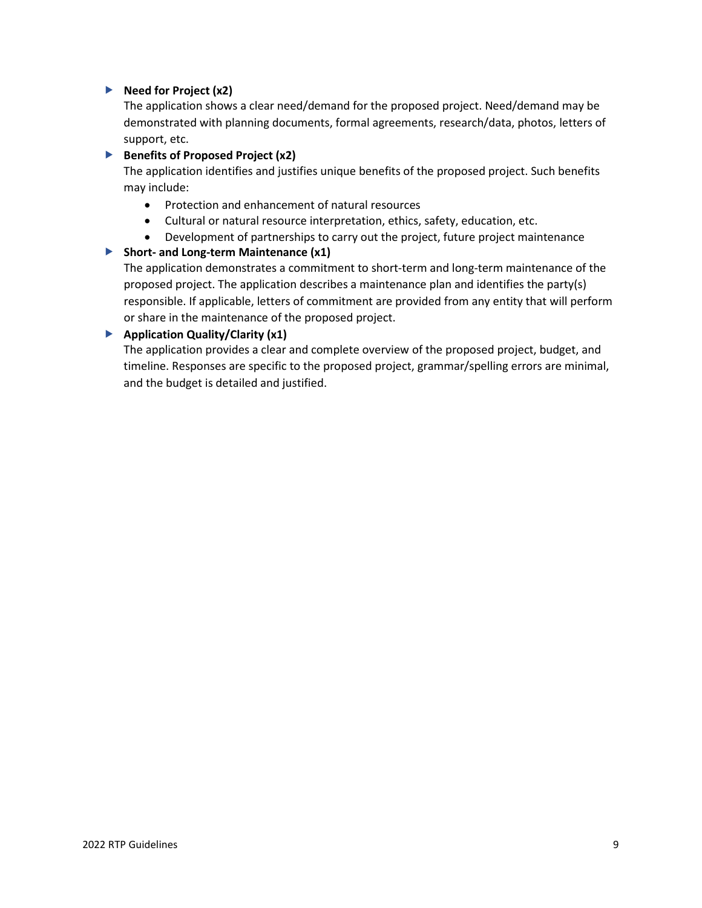- **Need for Project (x2)**

  The application shows a clear need/demand for the proposed project. Need/demand may be demonstrated with planning documents, formal agreements, research/data, photos, letters of support, etc.

- **Benefits of Proposed Project (x2)**

  The application identifies and justifies unique benefits of the proposed project. Such benefits may include:

  - Protection and enhancement of natural resources
  - Cultural or natural resource interpretation, ethics, safety, education, etc.
  - Development of partnerships to carry out the project, future project maintenance

- **Short- and Long-term Maintenance (x1)**

  The application demonstrates a commitment to short-term and long-term maintenance of the proposed project. The application describes a maintenance plan and identifies the party(s) responsible. If applicable, letters of commitment are provided from any entity that will perform or share in the maintenance of the proposed project.

- **Application Quality/Clarity (x1)**

  The application provides a clear and complete overview of the proposed project, budget, and timeline. Responses are specific to the proposed project, grammar/spelling errors are minimal, and the budget is detailed and justified.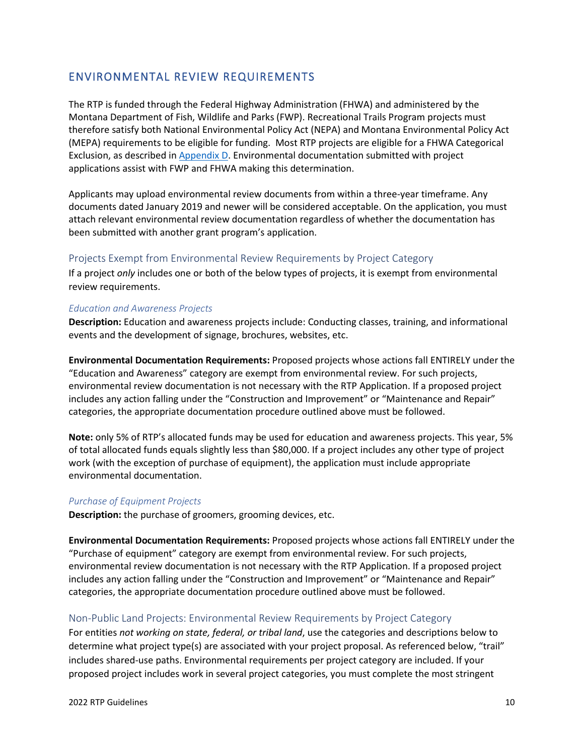## ENVIRONMENTAL REVIEW REQUIREMENTS

The RTP is funded through the Federal Highway Administration (FHWA) and administered by the Montana Department of Fish, Wildlife and Parks (FWP). Recreational Trails Program projects must therefore satisfy both National Environmental Policy Act (NEPA) and Montana Environmental Policy Act (MEPA) requirements to be eligible for funding. Most RTP projects are eligible for a FHWA Categorical Exclusion, as described in Appendix D. Environmental documentation submitted with project applications assist with FWP and FHWA making this determination.

Applicants may upload environmental review documents from within a three-year timeframe. Any documents dated January 2019 and newer will be considered acceptable. On the application, you must attach relevant environmental review documentation regardless of whether the documentation has been submitted with another grant program's application.

### Projects Exempt from Environmental Review Requirements by Project Category

If a project *only* includes one or both of the below types of projects, it is exempt from environmental review requirements.

#### *Education and Awareness Projects*

**Description:** Education and awareness projects include: Conducting classes, training, and informational events and the development of signage, brochures, websites, etc.

**Environmental Documentation Requirements:** Proposed projects whose actions fall ENTIRELY under the "Education and Awareness" category are exempt from environmental review. For such projects, environmental review documentation is not necessary with the RTP Application. If a proposed project includes any action falling under the "Construction and Improvement" or "Maintenance and Repair" categories, the appropriate documentation procedure outlined above must be followed.

**Note:** only 5% of RTP's allocated funds may be used for education and awareness projects. This year, 5% of total allocated funds equals slightly less than $80,000. If a project includes any other type of project work (with the exception of purchase of equipment), the application must include appropriate environmental documentation.

#### *Purchase of Equipment Projects*

**Description:** the purchase of groomers, grooming devices, etc.

**Environmental Documentation Requirements:** Proposed projects whose actions fall ENTIRELY under the "Purchase of equipment" category are exempt from environmental review. For such projects, environmental review documentation is not necessary with the RTP Application. If a proposed project includes any action falling under the "Construction and Improvement" or "Maintenance and Repair" categories, the appropriate documentation procedure outlined above must be followed.

### Non-Public Land Projects: Environmental Review Requirements by Project Category

For entities *not working on state, federal, or tribal land*, use the categories and descriptions below to determine what project type(s) are associated with your project proposal. As referenced below, "trail" includes shared-use paths. Environmental requirements per project category are included. If your proposed project includes work in several project categories, you must complete the most stringent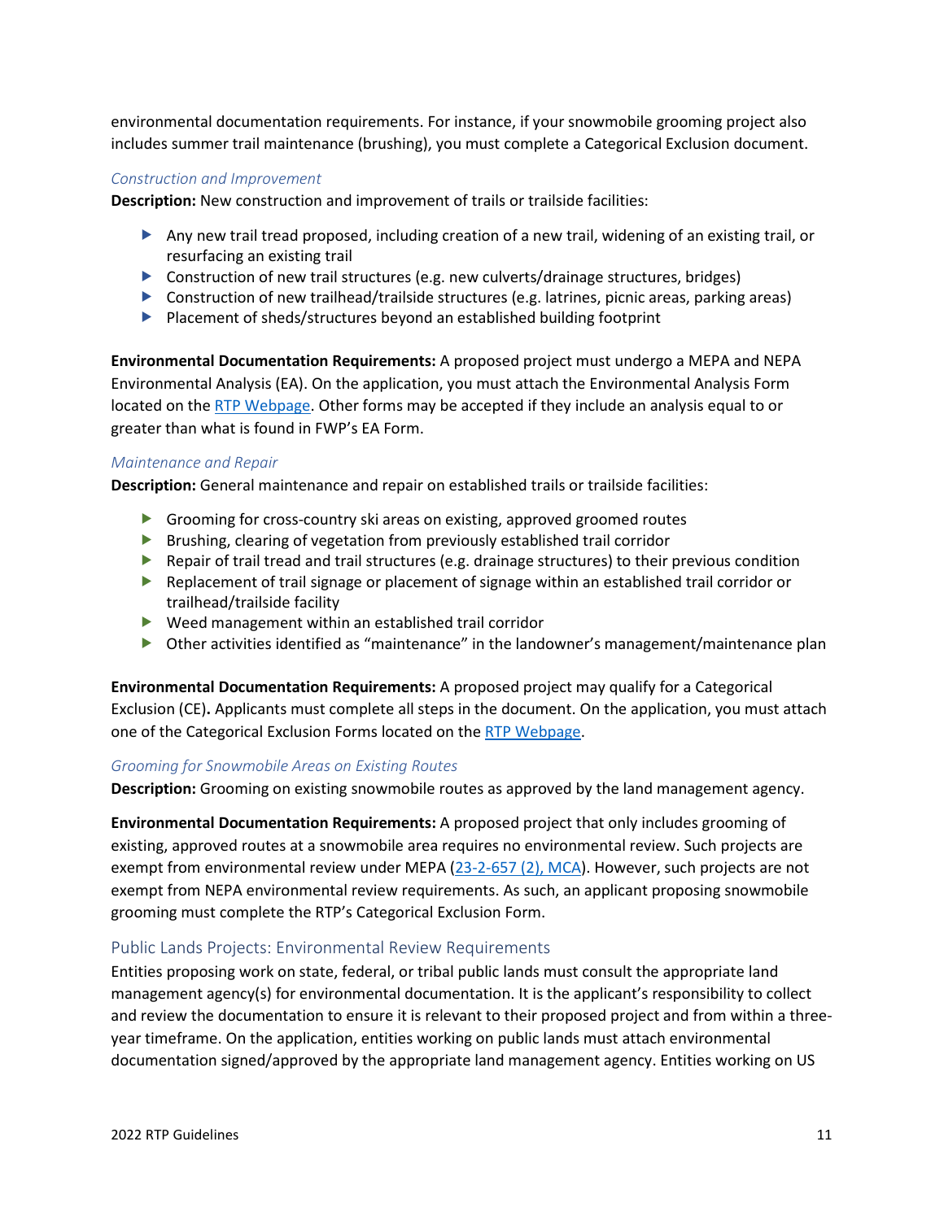environmental documentation requirements. For instance, if your snowmobile grooming project also includes summer trail maintenance (brushing), you must complete a Categorical Exclusion document.

#### *Construction and Improvement*

**Description:** New construction and improvement of trails or trailside facilities:

- Any new trail tread proposed, including creation of a new trail, widening of an existing trail, or resurfacing an existing trail
- Construction of new trail structures (e.g. new culverts/drainage structures, bridges)
- Construction of new trailhead/trailside structures (e.g. latrines, picnic areas, parking areas)
- Placement of sheds/structures beyond an established building footprint

**Environmental Documentation Requirements:** A proposed project must undergo a MEPA and NEPA Environmental Analysis (EA). On the application, you must attach the Environmental Analysis Form located on the RTP Webpage. Other forms may be accepted if they include an analysis equal to or greater than what is found in FWP's EA Form.

#### *Maintenance and Repair*

**Description:** General maintenance and repair on established trails or trailside facilities:

- Grooming for cross-country ski areas on existing, approved groomed routes
- Brushing, clearing of vegetation from previously established trail corridor
- Repair of trail tread and trail structures (e.g. drainage structures) to their previous condition
- Replacement of trail signage or placement of signage within an established trail corridor or trailhead/trailside facility
- Weed management within an established trail corridor
- Other activities identified as "maintenance" in the landowner's management/maintenance plan

**Environmental Documentation Requirements:** A proposed project may qualify for a Categorical Exclusion (CE)**.** Applicants must complete all steps in the document. On the application, you must attach one of the Categorical Exclusion Forms located on the RTP Webpage.

#### *Grooming for Snowmobile Areas on Existing Routes*

**Description:** Grooming on existing snowmobile routes as approved by the land management agency.

**Environmental Documentation Requirements:** A proposed project that only includes grooming of existing, approved routes at a snowmobile area requires no environmental review. Such projects are exempt from environmental review under MEPA (23-2-657 (2), MCA). However, such projects are not exempt from NEPA environmental review requirements. As such, an applicant proposing snowmobile grooming must complete the RTP's Categorical Exclusion Form.

### Public Lands Projects: Environmental Review Requirements

Entities proposing work on state, federal, or tribal public lands must consult the appropriate land management agency(s) for environmental documentation. It is the applicant's responsibility to collect and review the documentation to ensure it is relevant to their proposed project and from within a three-year timeframe. On the application, entities working on public lands must attach environmental documentation signed/approved by the appropriate land management agency. Entities working on US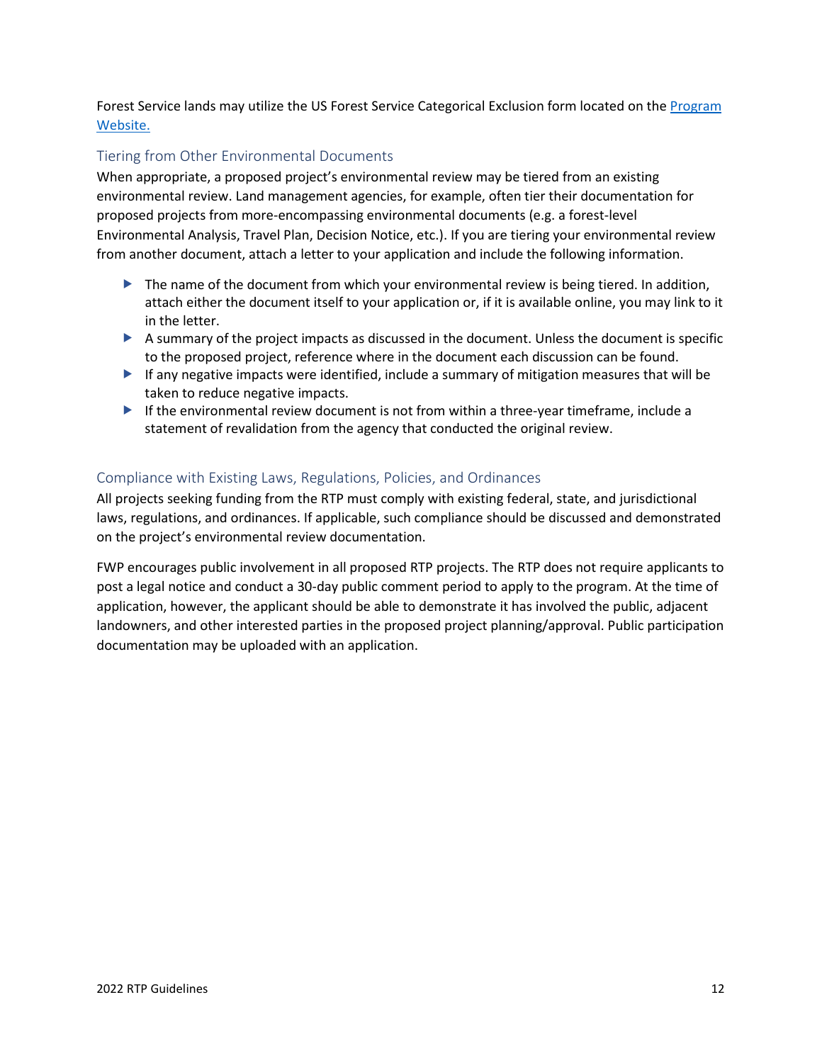Forest Service lands may utilize the US Forest Service Categorical Exclusion form located on the [Program Website.](Program Website.)

### Tiering from Other Environmental Documents

When appropriate, a proposed project's environmental review may be tiered from an existing environmental review. Land management agencies, for example, often tier their documentation for proposed projects from more-encompassing environmental documents (e.g. a forest-level Environmental Analysis, Travel Plan, Decision Notice, etc.). If you are tiering your environmental review from another document, attach a letter to your application and include the following information.

- The name of the document from which your environmental review is being tiered. In addition, attach either the document itself to your application or, if it is available online, you may link to it in the letter.
- A summary of the project impacts as discussed in the document. Unless the document is specific to the proposed project, reference where in the document each discussion can be found.
- If any negative impacts were identified, include a summary of mitigation measures that will be taken to reduce negative impacts.
- If the environmental review document is not from within a three-year timeframe, include a statement of revalidation from the agency that conducted the original review.

### Compliance with Existing Laws, Regulations, Policies, and Ordinances

All projects seeking funding from the RTP must comply with existing federal, state, and jurisdictional laws, regulations, and ordinances. If applicable, such compliance should be discussed and demonstrated on the project's environmental review documentation.

FWP encourages public involvement in all proposed RTP projects. The RTP does not require applicants to post a legal notice and conduct a 30-day public comment period to apply to the program. At the time of application, however, the applicant should be able to demonstrate it has involved the public, adjacent landowners, and other interested parties in the proposed project planning/approval. Public participation documentation may be uploaded with an application.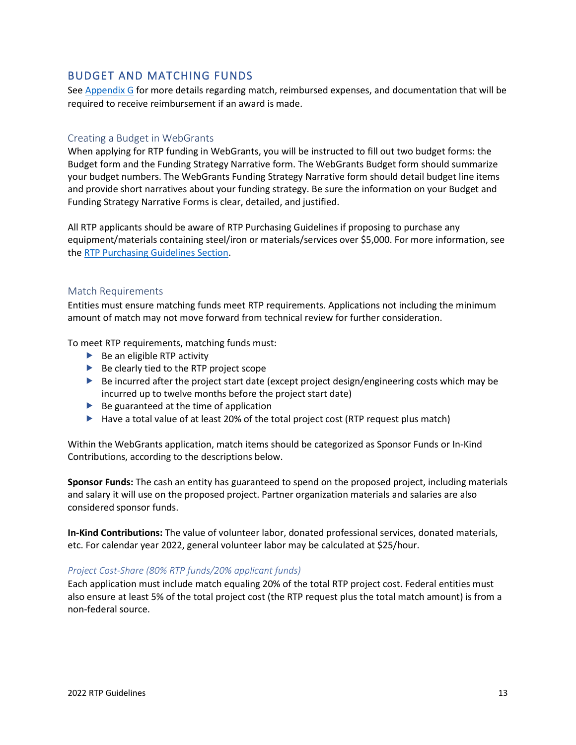## BUDGET AND MATCHING FUNDS

See Appendix G for more details regarding match, reimbursed expenses, and documentation that will be required to receive reimbursement if an award is made.

### Creating a Budget in WebGrants

When applying for RTP funding in WebGrants, you will be instructed to fill out two budget forms: the Budget form and the Funding Strategy Narrative form. The WebGrants Budget form should summarize your budget numbers. The WebGrants Funding Strategy Narrative form should detail budget line items and provide short narratives about your funding strategy. Be sure the information on your Budget and Funding Strategy Narrative Forms is clear, detailed, and justified.

All RTP applicants should be aware of RTP Purchasing Guidelines if proposing to purchase any equipment/materials containing steel/iron or materials/services over $5,000. For more information, see the RTP Purchasing Guidelines Section.

### Match Requirements

Entities must ensure matching funds meet RTP requirements. Applications not including the minimum amount of match may not move forward from technical review for further consideration.

To meet RTP requirements, matching funds must:

- Be an eligible RTP activity
- Be clearly tied to the RTP project scope
- Be incurred after the project start date (except project design/engineering costs which may be incurred up to twelve months before the project start date)
- Be guaranteed at the time of application
- Have a total value of at least 20% of the total project cost (RTP request plus match)

Within the WebGrants application, match items should be categorized as Sponsor Funds or In-Kind Contributions, according to the descriptions below.

**Sponsor Funds:** The cash an entity has guaranteed to spend on the proposed project, including materials and salary it will use on the proposed project. Partner organization materials and salaries are also considered sponsor funds.

**In-Kind Contributions:** The value of volunteer labor, donated professional services, donated materials, etc. For calendar year 2022, general volunteer labor may be calculated at $25/hour.

#### *Project Cost-Share (80% RTP funds/20% applicant funds)*

Each application must include match equaling 20% of the total RTP project cost. Federal entities must also ensure at least 5% of the total project cost (the RTP request plus the total match amount) is from a non-federal source.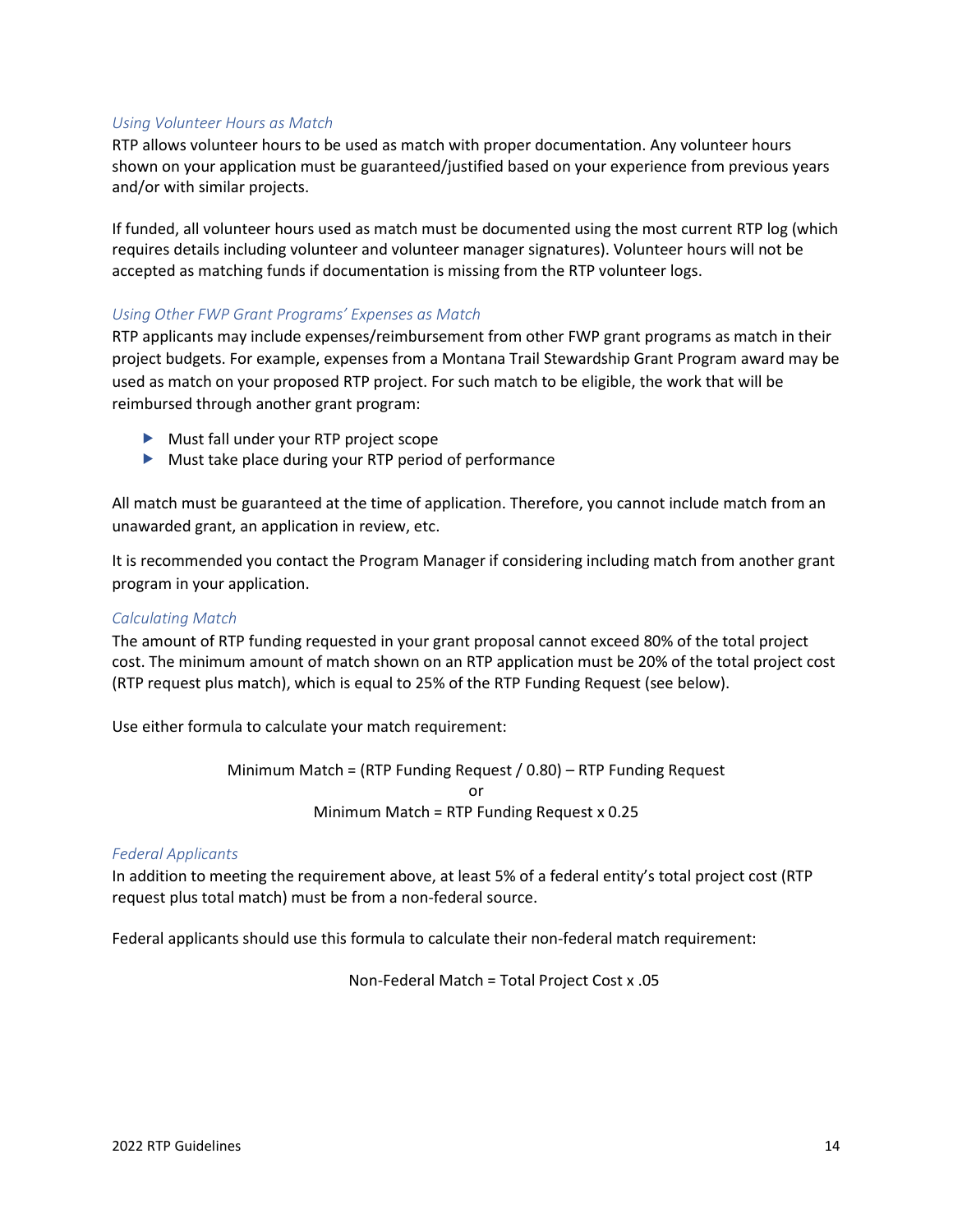### *Using Volunteer Hours as Match*

RTP allows volunteer hours to be used as match with proper documentation. Any volunteer hours shown on your application must be guaranteed/justified based on your experience from previous years and/or with similar projects.

If funded, all volunteer hours used as match must be documented using the most current RTP log (which requires details including volunteer and volunteer manager signatures). Volunteer hours will not be accepted as matching funds if documentation is missing from the RTP volunteer logs.

### *Using Other FWP Grant Programs' Expenses as Match*

RTP applicants may include expenses/reimbursement from other FWP grant programs as match in their project budgets. For example, expenses from a Montana Trail Stewardship Grant Program award may be used as match on your proposed RTP project. For such match to be eligible, the work that will be reimbursed through another grant program:

- Must fall under your RTP project scope
- Must take place during your RTP period of performance

All match must be guaranteed at the time of application. Therefore, you cannot include match from an unawarded grant, an application in review, etc.

It is recommended you contact the Program Manager if considering including match from another grant program in your application.

### *Calculating Match*

The amount of RTP funding requested in your grant proposal cannot exceed 80% of the total project cost. The minimum amount of match shown on an RTP application must be 20% of the total project cost (RTP request plus match), which is equal to 25% of the RTP Funding Request (see below).

Use either formula to calculate your match requirement:

$$\text{Minimum Match} = (\text{RTP Funding Request} / 0.80) - \text{RTP Funding Request}$$

or

$$\text{Minimum Match} = \text{RTP Funding Request} \times 0.25$$

### *Federal Applicants*

In addition to meeting the requirement above, at least 5% of a federal entity's total project cost (RTP request plus total match) must be from a non-federal source.

Federal applicants should use this formula to calculate their non-federal match requirement:

$$\text{Non-Federal Match} = \text{Total Project Cost} \times .05$$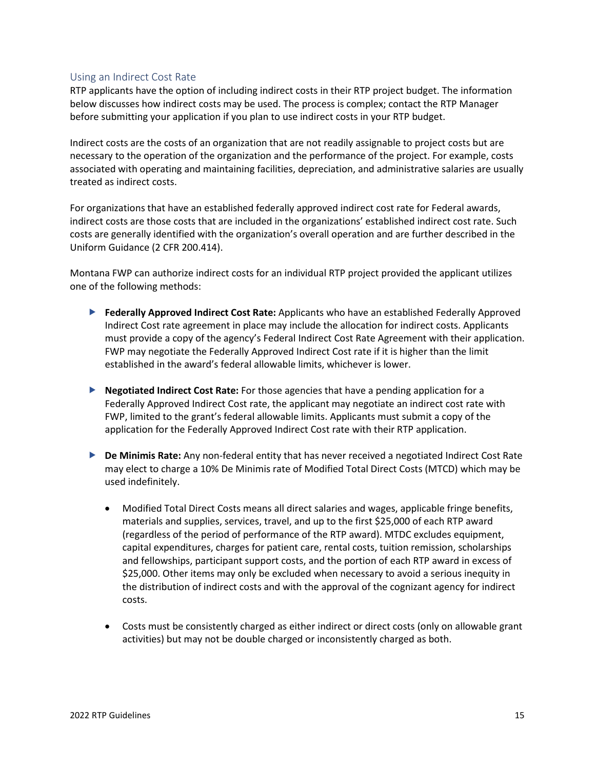## Using an Indirect Cost Rate

RTP applicants have the option of including indirect costs in their RTP project budget. The information below discusses how indirect costs may be used. The process is complex; contact the RTP Manager before submitting your application if you plan to use indirect costs in your RTP budget.

Indirect costs are the costs of an organization that are not readily assignable to project costs but are necessary to the operation of the organization and the performance of the project. For example, costs associated with operating and maintaining facilities, depreciation, and administrative salaries are usually treated as indirect costs.

For organizations that have an established federally approved indirect cost rate for Federal awards, indirect costs are those costs that are included in the organizations' established indirect cost rate. Such costs are generally identified with the organization's overall operation and are further described in the Uniform Guidance (2 CFR 200.414).

Montana FWP can authorize indirect costs for an individual RTP project provided the applicant utilizes one of the following methods:

- **Federally Approved Indirect Cost Rate:** Applicants who have an established Federally Approved Indirect Cost rate agreement in place may include the allocation for indirect costs. Applicants must provide a copy of the agency's Federal Indirect Cost Rate Agreement with their application. FWP may negotiate the Federally Approved Indirect Cost rate if it is higher than the limit established in the award's federal allowable limits, whichever is lower.

- **Negotiated Indirect Cost Rate:** For those agencies that have a pending application for a Federally Approved Indirect Cost rate, the applicant may negotiate an indirect cost rate with FWP, limited to the grant's federal allowable limits. Applicants must submit a copy of the application for the Federally Approved Indirect Cost rate with their RTP application.

- **De Minimis Rate:** Any non-federal entity that has never received a negotiated Indirect Cost Rate may elect to charge a 10% De Minimis rate of Modified Total Direct Costs (MTCD) which may be used indefinitely.

  - Modified Total Direct Costs means all direct salaries and wages, applicable fringe benefits, materials and supplies, services, travel, and up to the first $25,000 of each RTP award (regardless of the period of performance of the RTP award). MTDC excludes equipment, capital expenditures, charges for patient care, rental costs, tuition remission, scholarships and fellowships, participant support costs, and the portion of each RTP award in excess of $25,000. Other items may only be excluded when necessary to avoid a serious inequity in the distribution of indirect costs and with the approval of the cognizant agency for indirect costs.

  - Costs must be consistently charged as either indirect or direct costs (only on allowable grant activities) but may not be double charged or inconsistently charged as both.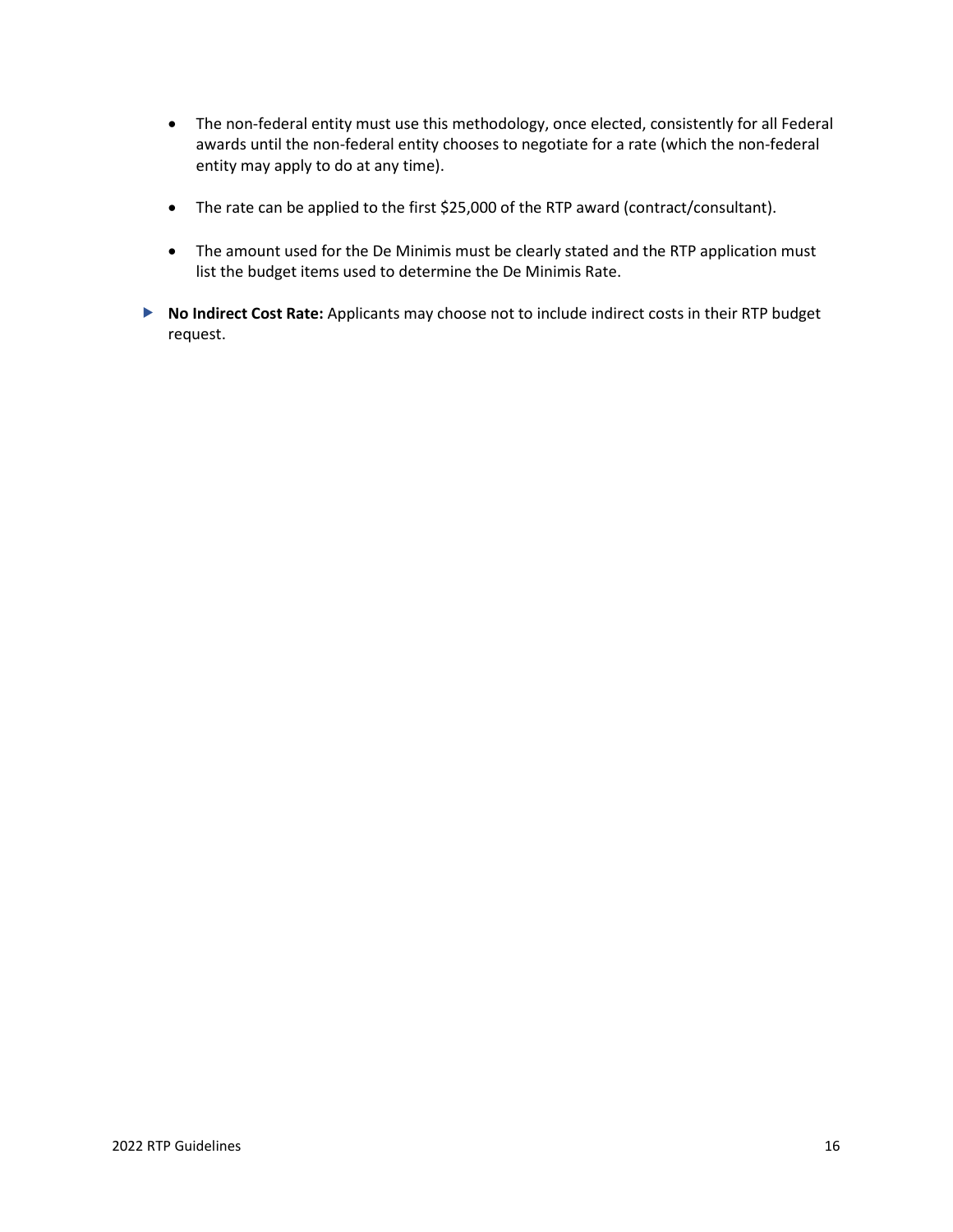- The non-federal entity must use this methodology, once elected, consistently for all Federal awards until the non-federal entity chooses to negotiate for a rate (which the non-federal entity may apply to do at any time).

- The rate can be applied to the first $25,000 of the RTP award (contract/consultant).

- The amount used for the De Minimis must be clearly stated and the RTP application must list the budget items used to determine the De Minimis Rate.

- **No Indirect Cost Rate:** Applicants may choose not to include indirect costs in their RTP budget request.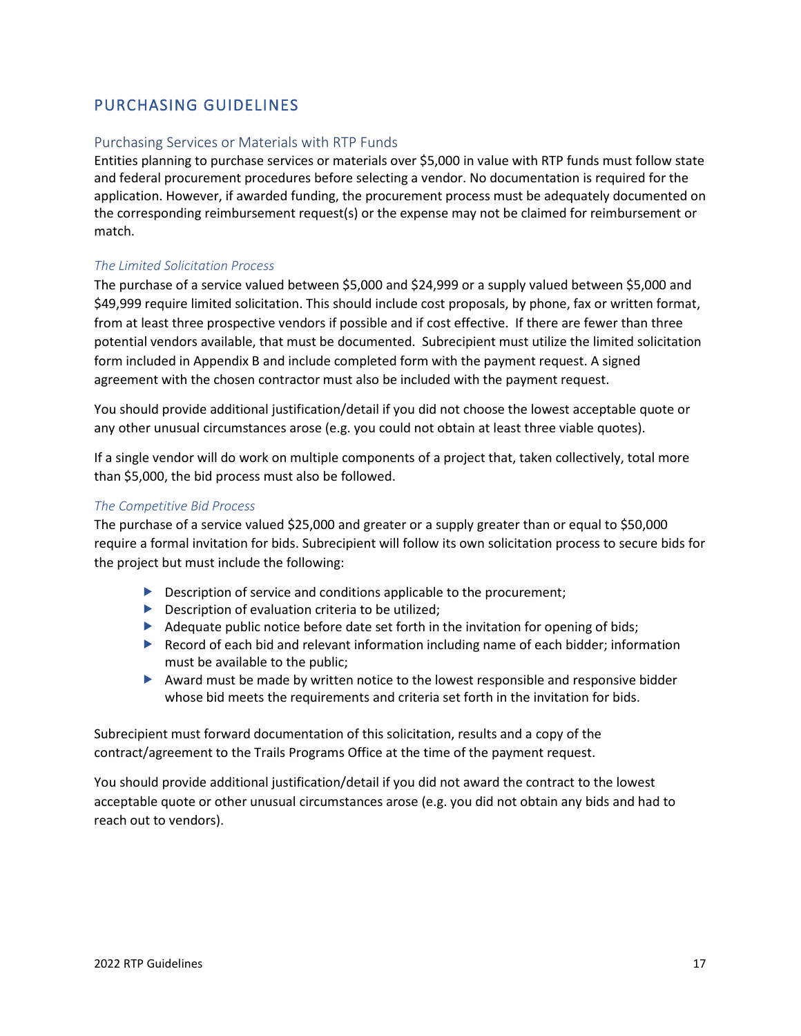## PURCHASING GUIDELINES

### Purchasing Services or Materials with RTP Funds

Entities planning to purchase services or materials over $5,000 in value with RTP funds must follow state and federal procurement procedures before selecting a vendor. No documentation is required for the application. However, if awarded funding, the procurement process must be adequately documented on the corresponding reimbursement request(s) or the expense may not be claimed for reimbursement or match.

#### *The Limited Solicitation Process*

The purchase of a service valued between $5,000 and $24,999 or a supply valued between $5,000 and $49,999 require limited solicitation. This should include cost proposals, by phone, fax or written format, from at least three prospective vendors if possible and if cost effective. If there are fewer than three potential vendors available, that must be documented. Subrecipient must utilize the limited solicitation form included in Appendix B and include completed form with the payment request. A signed agreement with the chosen contractor must also be included with the payment request.

You should provide additional justification/detail if you did not choose the lowest acceptable quote or any other unusual circumstances arose (e.g. you could not obtain at least three viable quotes).

If a single vendor will do work on multiple components of a project that, taken collectively, total more than $5,000, the bid process must also be followed.

#### *The Competitive Bid Process*

The purchase of a service valued $25,000 and greater or a supply greater than or equal to $50,000 require a formal invitation for bids. Subrecipient will follow its own solicitation process to secure bids for the project but must include the following:

- Description of service and conditions applicable to the procurement;
- Description of evaluation criteria to be utilized;
- Adequate public notice before date set forth in the invitation for opening of bids;
- Record of each bid and relevant information including name of each bidder; information must be available to the public;
- Award must be made by written notice to the lowest responsible and responsive bidder whose bid meets the requirements and criteria set forth in the invitation for bids.

Subrecipient must forward documentation of this solicitation, results and a copy of the contract/agreement to the Trails Programs Office at the time of the payment request.

You should provide additional justification/detail if you did not award the contract to the lowest acceptable quote or other unusual circumstances arose (e.g. you did not obtain any bids and had to reach out to vendors).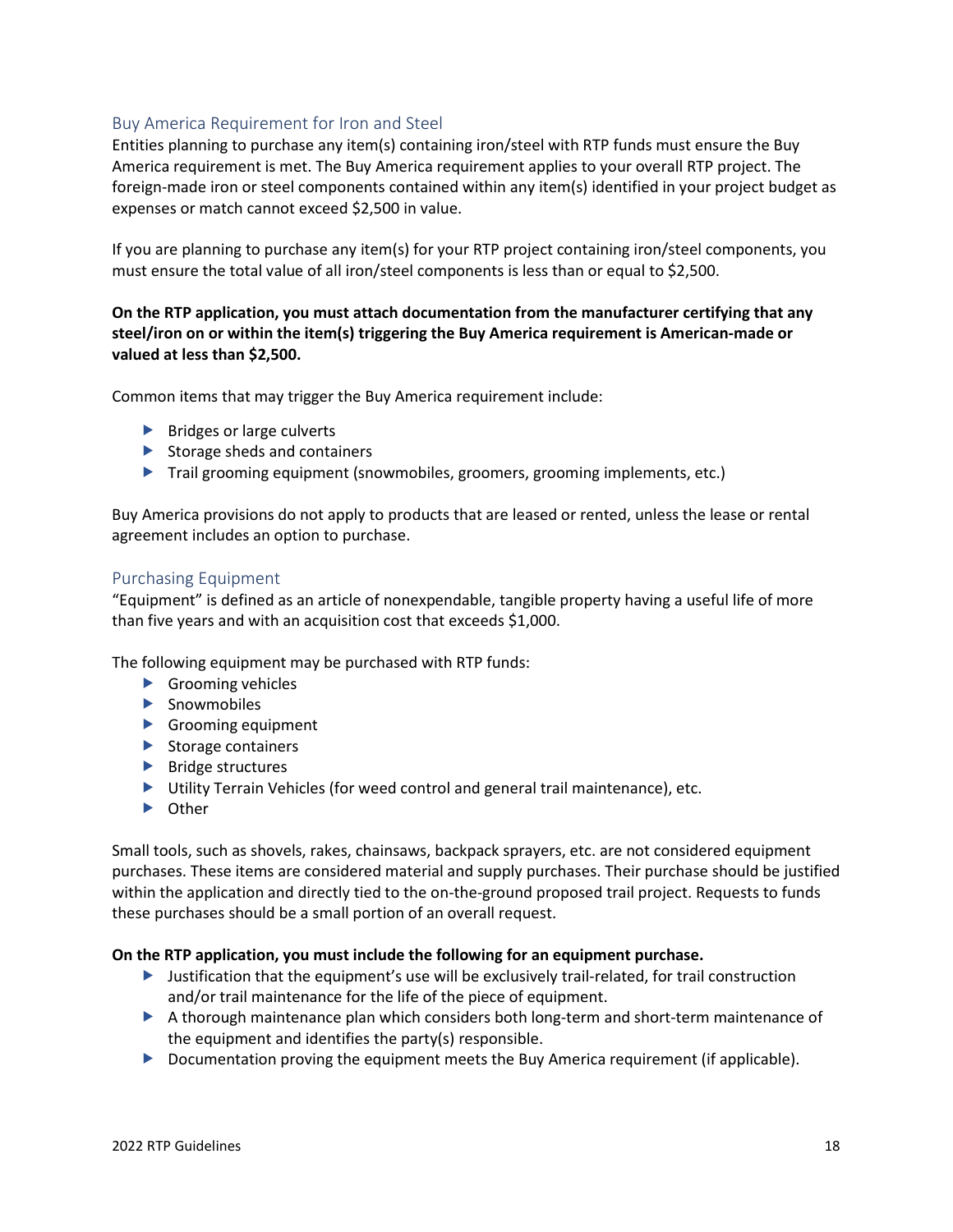## Buy America Requirement for Iron and Steel

Entities planning to purchase any item(s) containing iron/steel with RTP funds must ensure the Buy America requirement is met. The Buy America requirement applies to your overall RTP project. The foreign-made iron or steel components contained within any item(s) identified in your project budget as expenses or match cannot exceed $2,500 in value.

If you are planning to purchase any item(s) for your RTP project containing iron/steel components, you must ensure the total value of all iron/steel components is less than or equal to $2,500.

**On the RTP application, you must attach documentation from the manufacturer certifying that any steel/iron on or within the item(s) triggering the Buy America requirement is American-made or valued at less than $2,500.**

Common items that may trigger the Buy America requirement include:

- Bridges or large culverts
- Storage sheds and containers
- Trail grooming equipment (snowmobiles, groomers, grooming implements, etc.)

Buy America provisions do not apply to products that are leased or rented, unless the lease or rental agreement includes an option to purchase.

## Purchasing Equipment

"Equipment" is defined as an article of nonexpendable, tangible property having a useful life of more than five years and with an acquisition cost that exceeds $1,000.

The following equipment may be purchased with RTP funds:

- Grooming vehicles
- Snowmobiles
- Grooming equipment
- Storage containers
- Bridge structures
- Utility Terrain Vehicles (for weed control and general trail maintenance), etc.
- Other

Small tools, such as shovels, rakes, chainsaws, backpack sprayers, etc. are not considered equipment purchases. These items are considered material and supply purchases. Their purchase should be justified within the application and directly tied to the on-the-ground proposed trail project. Requests to funds these purchases should be a small portion of an overall request.

**On the RTP application, you must include the following for an equipment purchase.**

- Justification that the equipment's use will be exclusively trail-related, for trail construction and/or trail maintenance for the life of the piece of equipment.
- A thorough maintenance plan which considers both long-term and short-term maintenance of the equipment and identifies the party(s) responsible.
- Documentation proving the equipment meets the Buy America requirement (if applicable).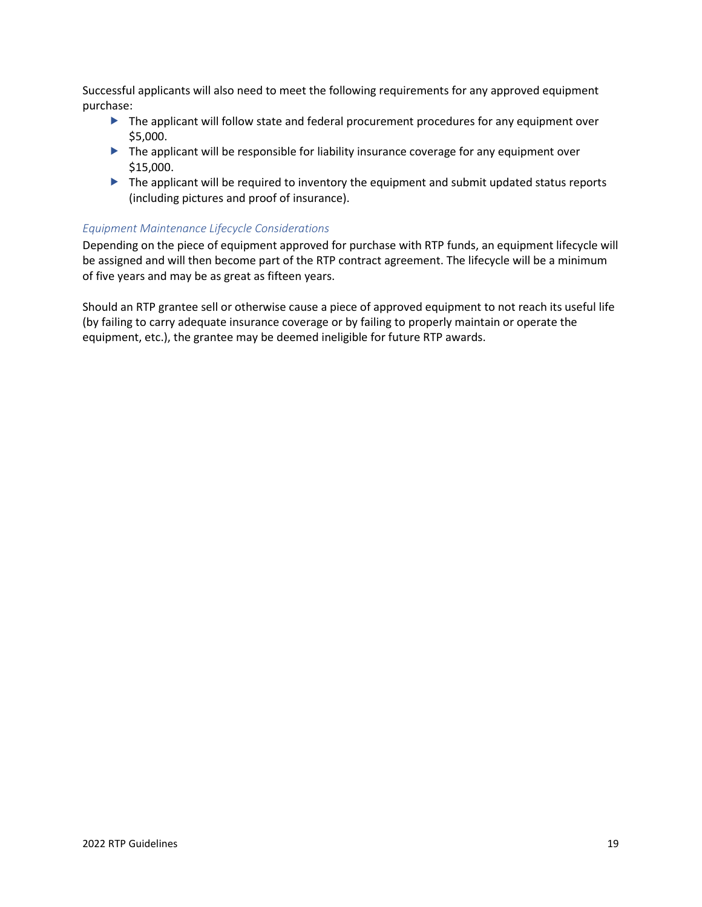Successful applicants will also need to meet the following requirements for any approved equipment purchase:

- The applicant will follow state and federal procurement procedures for any equipment over $5,000.
- The applicant will be responsible for liability insurance coverage for any equipment over $15,000.
- The applicant will be required to inventory the equipment and submit updated status reports (including pictures and proof of insurance).

### *Equipment Maintenance Lifecycle Considerations*

Depending on the piece of equipment approved for purchase with RTP funds, an equipment lifecycle will be assigned and will then become part of the RTP contract agreement. The lifecycle will be a minimum of five years and may be as great as fifteen years.

Should an RTP grantee sell or otherwise cause a piece of approved equipment to not reach its useful life (by failing to carry adequate insurance coverage or by failing to properly maintain or operate the equipment, etc.), the grantee may be deemed ineligible for future RTP awards.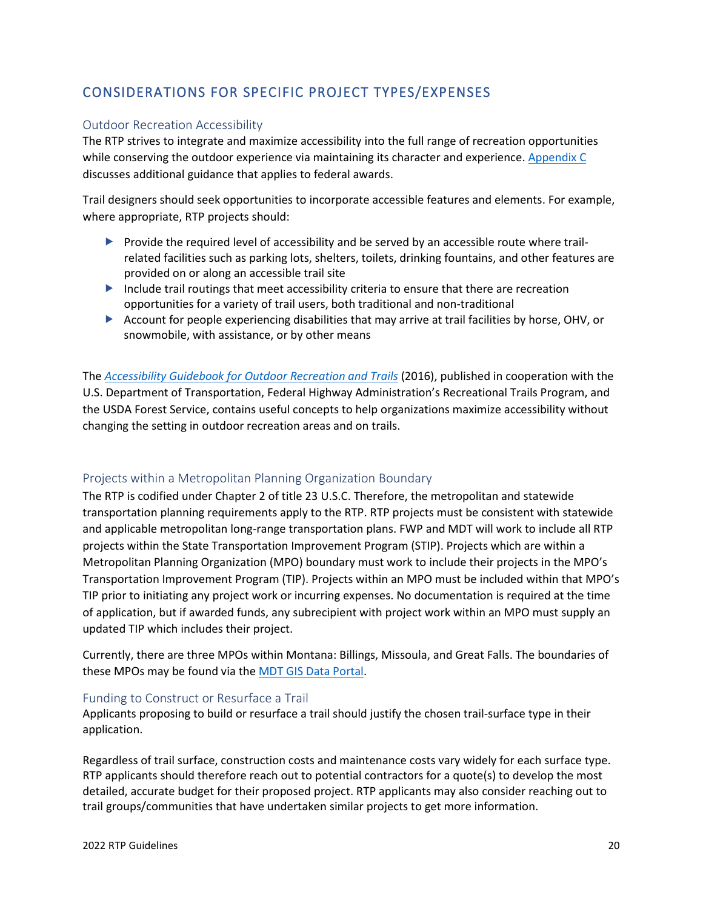## CONSIDERATIONS FOR SPECIFIC PROJECT TYPES/EXPENSES

### Outdoor Recreation Accessibility

The RTP strives to integrate and maximize accessibility into the full range of recreation opportunities while conserving the outdoor experience via maintaining its character and experience. [Appendix C](#) discusses additional guidance that applies to federal awards.

Trail designers should seek opportunities to incorporate accessible features and elements. For example, where appropriate, RTP projects should:

- Provide the required level of accessibility and be served by an accessible route where trail-related facilities such as parking lots, shelters, toilets, drinking fountains, and other features are provided on or along an accessible trail site
- Include trail routings that meet accessibility criteria to ensure that there are recreation opportunities for a variety of trail users, both traditional and non-traditional
- Account for people experiencing disabilities that may arrive at trail facilities by horse, OHV, or snowmobile, with assistance, or by other means

The *[Accessibility Guidebook for Outdoor Recreation and Trails](#)* (2016), published in cooperation with the U.S. Department of Transportation, Federal Highway Administration's Recreational Trails Program, and the USDA Forest Service, contains useful concepts to help organizations maximize accessibility without changing the setting in outdoor recreation areas and on trails.

### Projects within a Metropolitan Planning Organization Boundary

The RTP is codified under Chapter 2 of title 23 U.S.C. Therefore, the metropolitan and statewide transportation planning requirements apply to the RTP. RTP projects must be consistent with statewide and applicable metropolitan long-range transportation plans. FWP and MDT will work to include all RTP projects within the State Transportation Improvement Program (STIP). Projects which are within a Metropolitan Planning Organization (MPO) boundary must work to include their projects in the MPO's Transportation Improvement Program (TIP). Projects within an MPO must be included within that MPO's TIP prior to initiating any project work or incurring expenses. No documentation is required at the time of application, but if awarded funds, any subrecipient with project work within an MPO must supply an updated TIP which includes their project.

Currently, there are three MPOs within Montana: Billings, Missoula, and Great Falls. The boundaries of these MPOs may be found via the [MDT GIS Data Portal](#).

### Funding to Construct or Resurface a Trail

Applicants proposing to build or resurface a trail should justify the chosen trail-surface type in their application.

Regardless of trail surface, construction costs and maintenance costs vary widely for each surface type. RTP applicants should therefore reach out to potential contractors for a quote(s) to develop the most detailed, accurate budget for their proposed project. RTP applicants may also consider reaching out to trail groups/communities that have undertaken similar projects to get more information.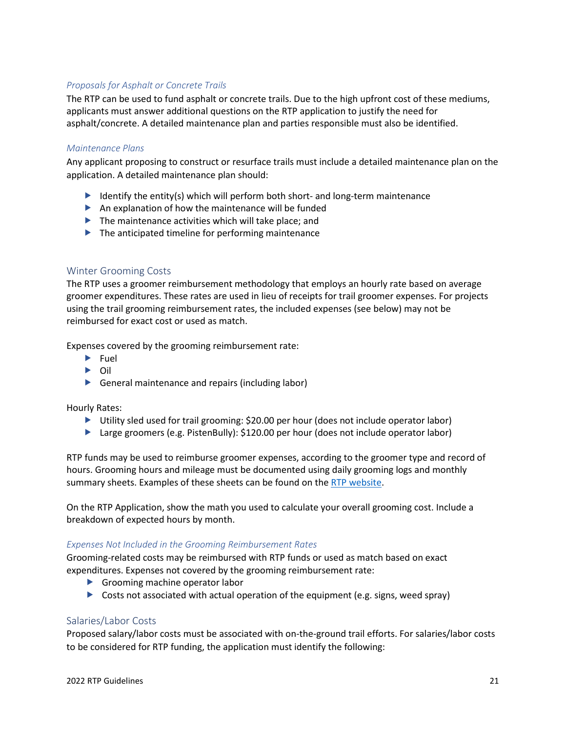#### *Proposals for Asphalt or Concrete Trails*

The RTP can be used to fund asphalt or concrete trails. Due to the high upfront cost of these mediums, applicants must answer additional questions on the RTP application to justify the need for asphalt/concrete. A detailed maintenance plan and parties responsible must also be identified.

#### *Maintenance Plans*

Any applicant proposing to construct or resurface trails must include a detailed maintenance plan on the application. A detailed maintenance plan should:

- Identify the entity(s) which will perform both short- and long-term maintenance
- An explanation of how the maintenance will be funded
- The maintenance activities which will take place; and
- The anticipated timeline for performing maintenance

### Winter Grooming Costs

The RTP uses a groomer reimbursement methodology that employs an hourly rate based on average groomer expenditures. These rates are used in lieu of receipts for trail groomer expenses. For projects using the trail grooming reimbursement rates, the included expenses (see below) may not be reimbursed for exact cost or used as match.

Expenses covered by the grooming reimbursement rate:

- Fuel
- Oil
- General maintenance and repairs (including labor)

Hourly Rates:

- Utility sled used for trail grooming: $20.00 per hour (does not include operator labor)
- Large groomers (e.g. PistenBully): $120.00 per hour (does not include operator labor)

RTP funds may be used to reimburse groomer expenses, according to the groomer type and record of hours. Grooming hours and mileage must be documented using daily grooming logs and monthly summary sheets. Examples of these sheets can be found on the [RTP website](#).

On the RTP Application, show the math you used to calculate your overall grooming cost. Include a breakdown of expected hours by month.

#### *Expenses Not Included in the Grooming Reimbursement Rates*

Grooming-related costs may be reimbursed with RTP funds or used as match based on exact expenditures. Expenses not covered by the grooming reimbursement rate:

- Grooming machine operator labor
- Costs not associated with actual operation of the equipment (e.g. signs, weed spray)

### Salaries/Labor Costs

Proposed salary/labor costs must be associated with on-the-ground trail efforts. For salaries/labor costs to be considered for RTP funding, the application must identify the following: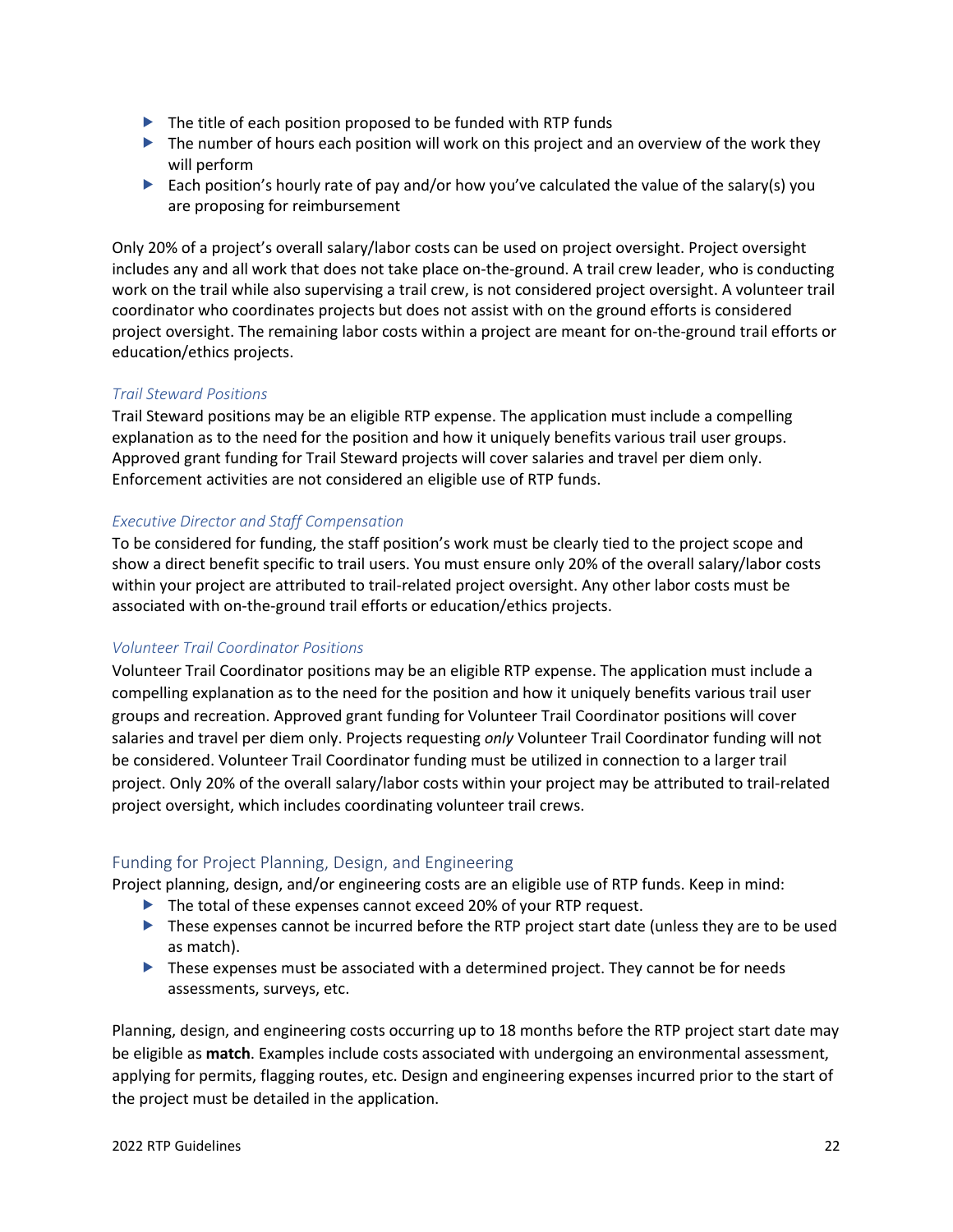- The title of each position proposed to be funded with RTP funds
- The number of hours each position will work on this project and an overview of the work they will perform
- Each position's hourly rate of pay and/or how you've calculated the value of the salary(s) you are proposing for reimbursement

Only 20% of a project's overall salary/labor costs can be used on project oversight. Project oversight includes any and all work that does not take place on-the-ground. A trail crew leader, who is conducting work on the trail while also supervising a trail crew, is not considered project oversight. A volunteer trail coordinator who coordinates projects but does not assist with on the ground efforts is considered project oversight. The remaining labor costs within a project are meant for on-the-ground trail efforts or education/ethics projects.

#### *Trail Steward Positions*

Trail Steward positions may be an eligible RTP expense. The application must include a compelling explanation as to the need for the position and how it uniquely benefits various trail user groups. Approved grant funding for Trail Steward projects will cover salaries and travel per diem only. Enforcement activities are not considered an eligible use of RTP funds.

#### *Executive Director and Staff Compensation*

To be considered for funding, the staff position's work must be clearly tied to the project scope and show a direct benefit specific to trail users. You must ensure only 20% of the overall salary/labor costs within your project are attributed to trail-related project oversight. Any other labor costs must be associated with on-the-ground trail efforts or education/ethics projects.

#### *Volunteer Trail Coordinator Positions*

Volunteer Trail Coordinator positions may be an eligible RTP expense. The application must include a compelling explanation as to the need for the position and how it uniquely benefits various trail user groups and recreation. Approved grant funding for Volunteer Trail Coordinator positions will cover salaries and travel per diem only. Projects requesting *only* Volunteer Trail Coordinator funding will not be considered. Volunteer Trail Coordinator funding must be utilized in connection to a larger trail project. Only 20% of the overall salary/labor costs within your project may be attributed to trail-related project oversight, which includes coordinating volunteer trail crews.

### Funding for Project Planning, Design, and Engineering

Project planning, design, and/or engineering costs are an eligible use of RTP funds. Keep in mind:

- The total of these expenses cannot exceed 20% of your RTP request.
- These expenses cannot be incurred before the RTP project start date (unless they are to be used as match).
- These expenses must be associated with a determined project. They cannot be for needs assessments, surveys, etc.

Planning, design, and engineering costs occurring up to 18 months before the RTP project start date may be eligible as **match**. Examples include costs associated with undergoing an environmental assessment, applying for permits, flagging routes, etc. Design and engineering expenses incurred prior to the start of the project must be detailed in the application.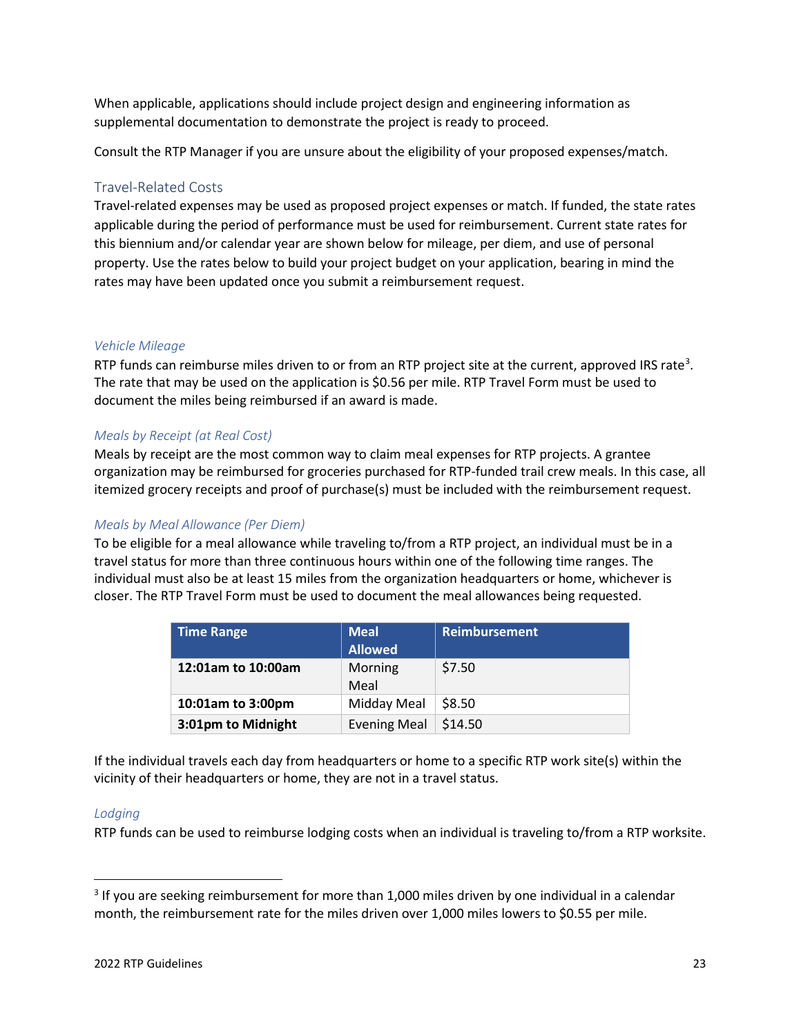When applicable, applications should include project design and engineering information as supplemental documentation to demonstrate the project is ready to proceed.

Consult the RTP Manager if you are unsure about the eligibility of your proposed expenses/match.

## Travel-Related Costs

Travel-related expenses may be used as proposed project expenses or match. If funded, the state rates applicable during the period of performance must be used for reimbursement. Current state rates for this biennium and/or calendar year are shown below for mileage, per diem, and use of personal property. Use the rates below to build your project budget on your application, bearing in mind the rates may have been updated once you submit a reimbursement request.

### *Vehicle Mileage*

RTP funds can reimburse miles driven to or from an RTP project site at the current, approved IRS rate[3]. The rate that may be used on the application is $0.56 per mile. RTP Travel Form must be used to document the miles being reimbursed if an award is made.

### *Meals by Receipt (at Real Cost)*

Meals by receipt are the most common way to claim meal expenses for RTP projects. A grantee organization may be reimbursed for groceries purchased for RTP-funded trail crew meals. In this case, all itemized grocery receipts and proof of purchase(s) must be included with the reimbursement request.

### *Meals by Meal Allowance (Per Diem)*

To be eligible for a meal allowance while traveling to/from a RTP project, an individual must be in a travel status for more than three continuous hours within one of the following time ranges. The individual must also be at least 15 miles from the organization headquarters or home, whichever is closer. The RTP Travel Form must be used to document the meal allowances being requested.

| Time Range | Meal Allowed | Reimbursement |
|---|---|---|
| **12:01am to 10:00am** | Morning Meal | $7.50 |
| **10:01am to 3:00pm** | Midday Meal | $8.50 |
| **3:01pm to Midnight** | Evening Meal | $14.50 |

If the individual travels each day from headquarters or home to a specific RTP work site(s) within the vicinity of their headquarters or home, they are not in a travel status.

### *Lodging*

RTP funds can be used to reimburse lodging costs when an individual is traveling to/from a RTP worksite.

---

[3] If you are seeking reimbursement for more than 1,000 miles driven by one individual in a calendar month, the reimbursement rate for the miles driven over 1,000 miles lowers to $0.55 per mile.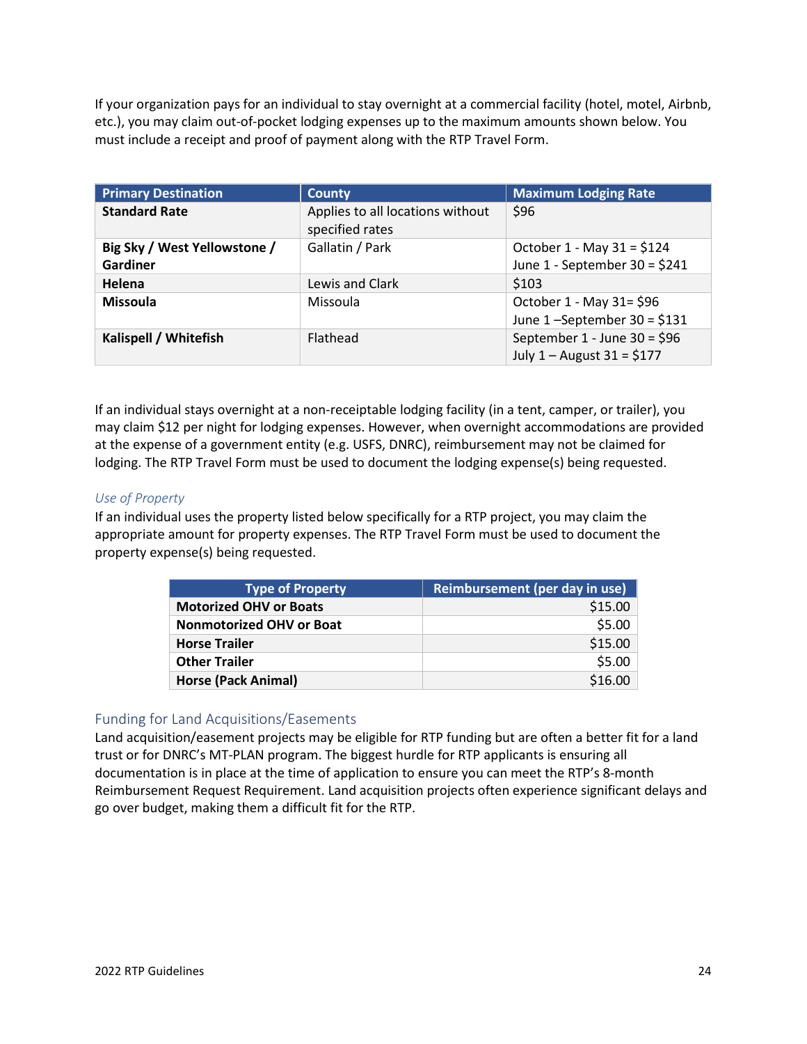If your organization pays for an individual to stay overnight at a commercial facility (hotel, motel, Airbnb, etc.), you may claim out-of-pocket lodging expenses up to the maximum amounts shown below. You must include a receipt and proof of payment along with the RTP Travel Form.

| Primary Destination | County | Maximum Lodging Rate |
|---|---|---|
| **Standard Rate** | Applies to all locations without specified rates | $96 |
| **Big Sky / West Yellowstone / Gardiner** | Gallatin / Park | October 1 - May 31 = $124<br>June 1 - September 30 = $241 |
| **Helena** | Lewis and Clark | $103 |
| **Missoula** | Missoula | October 1 - May 31= $96<br>June 1 –September 30 = $131 |
| **Kalispell / Whitefish** | Flathead | September 1 - June 30 = $96<br>July 1 – August 31 = $177 |

If an individual stays overnight at a non-receiptable lodging facility (in a tent, camper, or trailer), you may claim $12 per night for lodging expenses. However, when overnight accommodations are provided at the expense of a government entity (e.g. USFS, DNRC), reimbursement may not be claimed for lodging. The RTP Travel Form must be used to document the lodging expense(s) being requested.

### *Use of Property*

If an individual uses the property listed below specifically for a RTP project, you may claim the appropriate amount for property expenses. The RTP Travel Form must be used to document the property expense(s) being requested.

| Type of Property | Reimbursement (per day in use) |
|---|---:|
| **Motorized OHV or Boats** | $15.00 |
| **Nonmotorized OHV or Boat** | $5.00 |
| **Horse Trailer** | $15.00 |
| **Other Trailer** | $5.00 |
| **Horse (Pack Animal)** | $16.00 |

## Funding for Land Acquisitions/Easements

Land acquisition/easement projects may be eligible for RTP funding but are often a better fit for a land trust or for DNRC's MT-PLAN program. The biggest hurdle for RTP applicants is ensuring all documentation is in place at the time of application to ensure you can meet the RTP's 8-month Reimbursement Request Requirement. Land acquisition projects often experience significant delays and go over budget, making them a difficult fit for the RTP.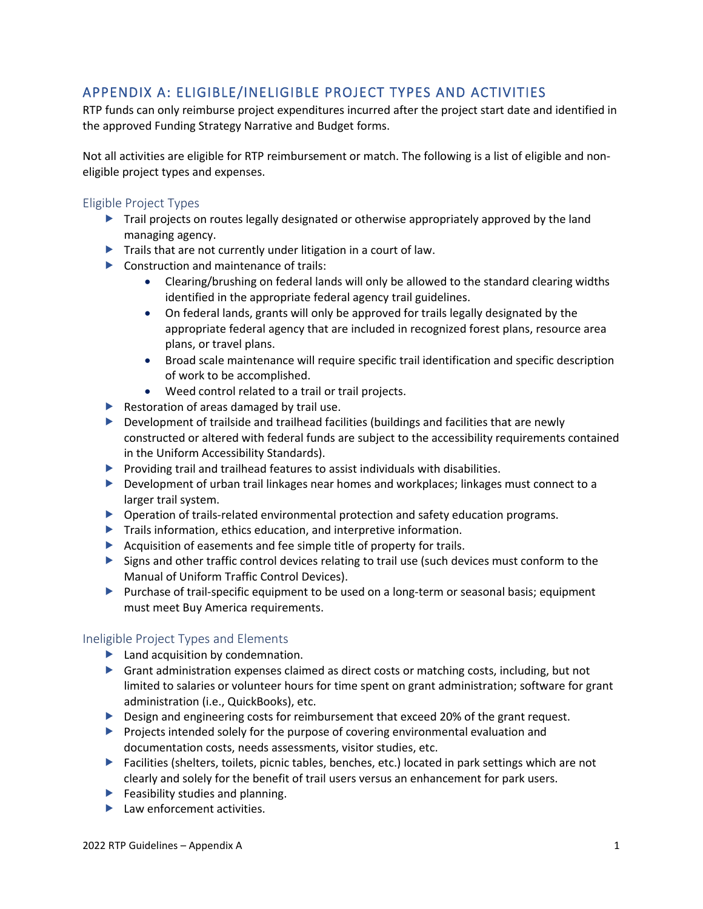## APPENDIX A: ELIGIBLE/INELIGIBLE PROJECT TYPES AND ACTIVITIES

RTP funds can only reimburse project expenditures incurred after the project start date and identified in the approved Funding Strategy Narrative and Budget forms.

Not all activities are eligible for RTP reimbursement or match. The following is a list of eligible and non-eligible project types and expenses.

### Eligible Project Types

- Trail projects on routes legally designated or otherwise appropriately approved by the land managing agency.
- Trails that are not currently under litigation in a court of law.
- Construction and maintenance of trails:
  - Clearing/brushing on federal lands will only be allowed to the standard clearing widths identified in the appropriate federal agency trail guidelines.
  - On federal lands, grants will only be approved for trails legally designated by the appropriate federal agency that are included in recognized forest plans, resource area plans, or travel plans.
  - Broad scale maintenance will require specific trail identification and specific description of work to be accomplished.
  - Weed control related to a trail or trail projects.
- Restoration of areas damaged by trail use.
- Development of trailside and trailhead facilities (buildings and facilities that are newly constructed or altered with federal funds are subject to the accessibility requirements contained in the Uniform Accessibility Standards).
- Providing trail and trailhead features to assist individuals with disabilities.
- Development of urban trail linkages near homes and workplaces; linkages must connect to a larger trail system.
- Operation of trails-related environmental protection and safety education programs.
- Trails information, ethics education, and interpretive information.
- Acquisition of easements and fee simple title of property for trails.
- Signs and other traffic control devices relating to trail use (such devices must conform to the Manual of Uniform Traffic Control Devices).
- Purchase of trail-specific equipment to be used on a long-term or seasonal basis; equipment must meet Buy America requirements.

### Ineligible Project Types and Elements

- Land acquisition by condemnation.
- Grant administration expenses claimed as direct costs or matching costs, including, but not limited to salaries or volunteer hours for time spent on grant administration; software for grant administration (i.e., QuickBooks), etc.
- Design and engineering costs for reimbursement that exceed 20% of the grant request.
- Projects intended solely for the purpose of covering environmental evaluation and documentation costs, needs assessments, visitor studies, etc.
- Facilities (shelters, toilets, picnic tables, benches, etc.) located in park settings which are not clearly and solely for the benefit of trail users versus an enhancement for park users.
- Feasibility studies and planning.
- Law enforcement activities.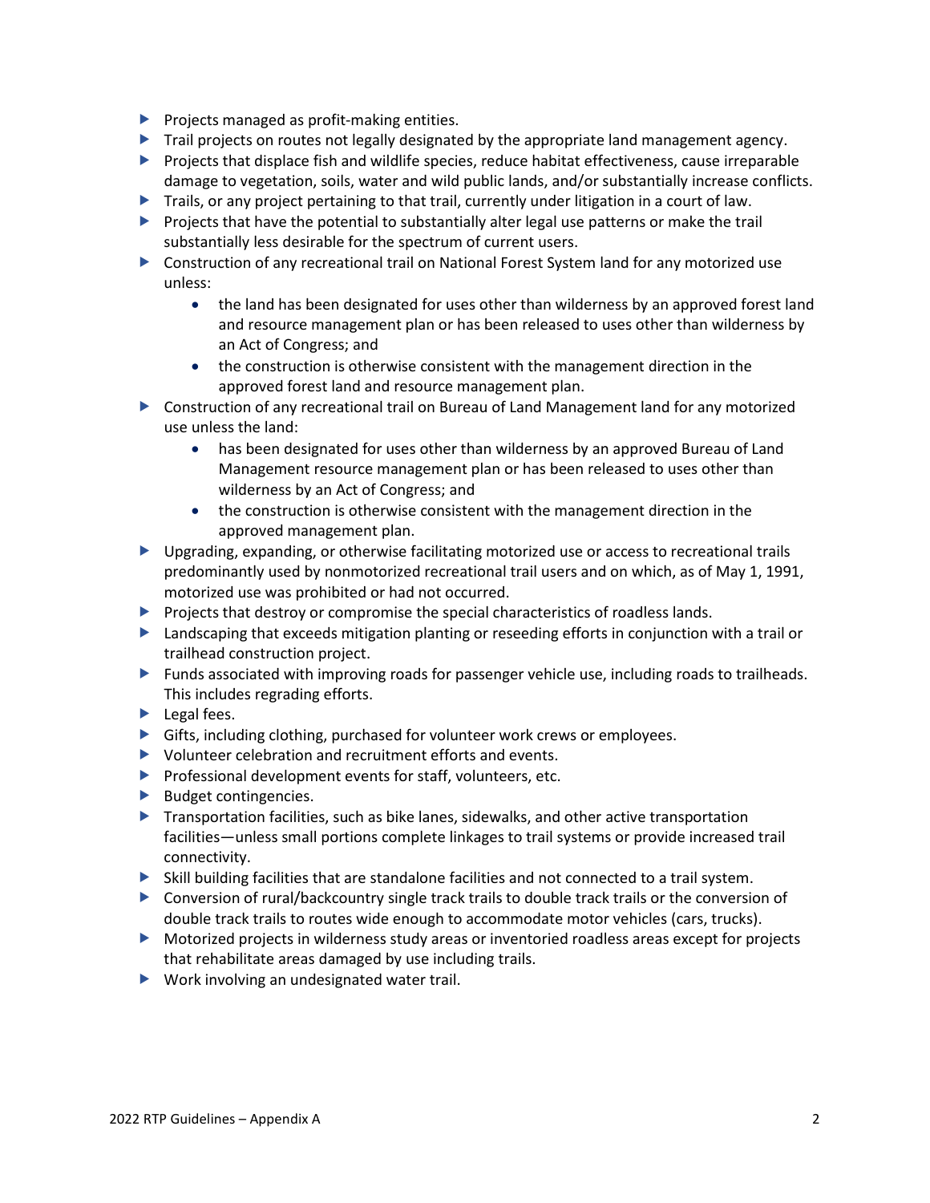- Projects managed as profit-making entities.
- Trail projects on routes not legally designated by the appropriate land management agency.
- Projects that displace fish and wildlife species, reduce habitat effectiveness, cause irreparable damage to vegetation, soils, water and wild public lands, and/or substantially increase conflicts.
- Trails, or any project pertaining to that trail, currently under litigation in a court of law.
- Projects that have the potential to substantially alter legal use patterns or make the trail substantially less desirable for the spectrum of current users.
- Construction of any recreational trail on National Forest System land for any motorized use unless:
  - the land has been designated for uses other than wilderness by an approved forest land and resource management plan or has been released to uses other than wilderness by an Act of Congress; and
  - the construction is otherwise consistent with the management direction in the approved forest land and resource management plan.
- Construction of any recreational trail on Bureau of Land Management land for any motorized use unless the land:
  - has been designated for uses other than wilderness by an approved Bureau of Land Management resource management plan or has been released to uses other than wilderness by an Act of Congress; and
  - the construction is otherwise consistent with the management direction in the approved management plan.
- Upgrading, expanding, or otherwise facilitating motorized use or access to recreational trails predominantly used by nonmotorized recreational trail users and on which, as of May 1, 1991, motorized use was prohibited or had not occurred.
- Projects that destroy or compromise the special characteristics of roadless lands.
- Landscaping that exceeds mitigation planting or reseeding efforts in conjunction with a trail or trailhead construction project.
- Funds associated with improving roads for passenger vehicle use, including roads to trailheads. This includes regrading efforts.
- Legal fees.
- Gifts, including clothing, purchased for volunteer work crews or employees.
- Volunteer celebration and recruitment efforts and events.
- Professional development events for staff, volunteers, etc.
- Budget contingencies.
- Transportation facilities, such as bike lanes, sidewalks, and other active transportation facilities—unless small portions complete linkages to trail systems or provide increased trail connectivity.
- Skill building facilities that are standalone facilities and not connected to a trail system.
- Conversion of rural/backcountry single track trails to double track trails or the conversion of double track trails to routes wide enough to accommodate motor vehicles (cars, trucks).
- Motorized projects in wilderness study areas or inventoried roadless areas except for projects that rehabilitate areas damaged by use including trails.
- Work involving an undesignated water trail.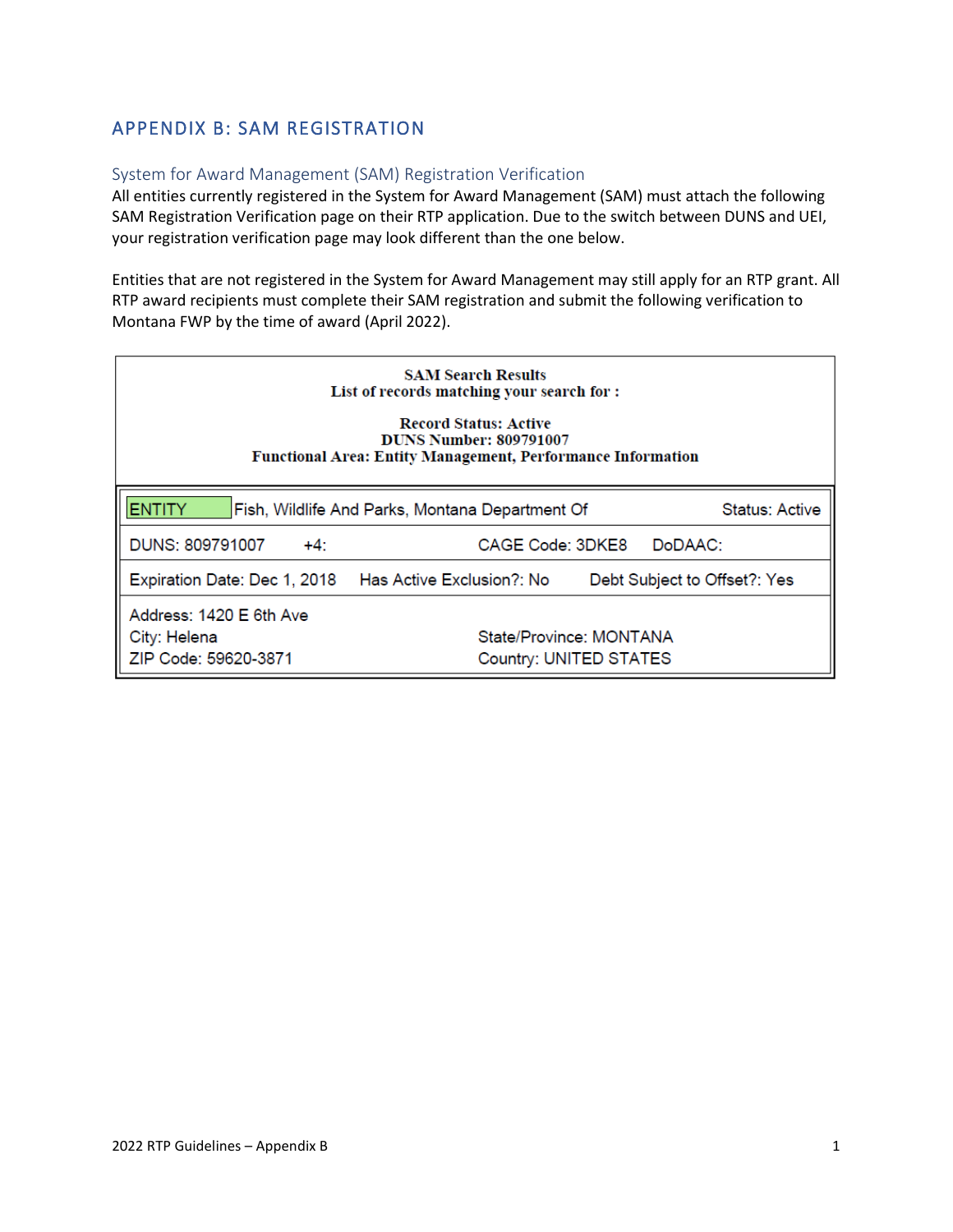# APPENDIX B: SAM REGISTRATION

## System for Award Management (SAM) Registration Verification

All entities currently registered in the System for Award Management (SAM) must attach the following SAM Registration Verification page on their RTP application. Due to the switch between DUNS and UEI, your registration verification page may look different than the one below.

Entities that are not registered in the System for Award Management may still apply for an RTP grant. All RTP award recipients must complete their SAM registration and submit the following verification to Montana FWP by the time of award (April 2022).

**SAM Search Results**
**List of records matching your search for :**

**Record Status: Active**
**DUNS Number: 809791007**
**Functional Area: Entity Management, Performance Information**

| ENTITY | Fish, Wildlife And Parks, Montana Department Of | | Status: Active |
|---|---|---|---|
| DUNS: 809791007 | +4: | CAGE Code: 3DKE8 | DoDAAC: |
| Expiration Date: Dec 1, 2018 | Has Active Exclusion?: No | | Debt Subject to Offset?: Yes |
| Address: 1420 E 6th Ave<br>City: Helena<br>ZIP Code: 59620-3871 | | State/Province: MONTANA<br>Country: UNITED STATES | |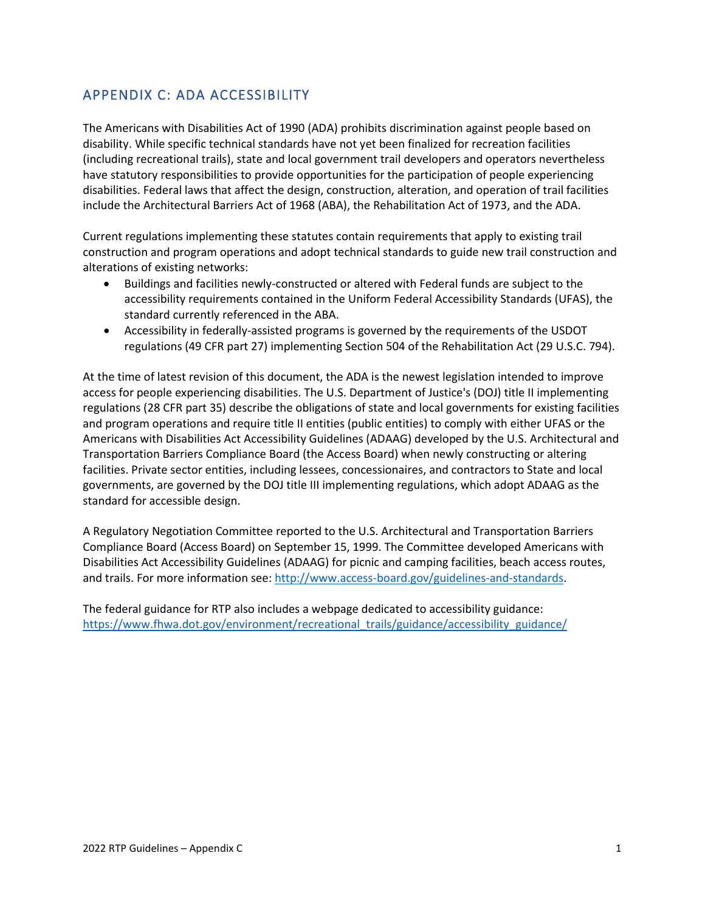## APPENDIX C: ADA ACCESSIBILITY

The Americans with Disabilities Act of 1990 (ADA) prohibits discrimination against people based on disability. While specific technical standards have not yet been finalized for recreation facilities (including recreational trails), state and local government trail developers and operators nevertheless have statutory responsibilities to provide opportunities for the participation of people experiencing disabilities. Federal laws that affect the design, construction, alteration, and operation of trail facilities include the Architectural Barriers Act of 1968 (ABA), the Rehabilitation Act of 1973, and the ADA.

Current regulations implementing these statutes contain requirements that apply to existing trail construction and program operations and adopt technical standards to guide new trail construction and alterations of existing networks:

- Buildings and facilities newly-constructed or altered with Federal funds are subject to the accessibility requirements contained in the Uniform Federal Accessibility Standards (UFAS), the standard currently referenced in the ABA.
- Accessibility in federally-assisted programs is governed by the requirements of the USDOT regulations (49 CFR part 27) implementing Section 504 of the Rehabilitation Act (29 U.S.C. 794).

At the time of latest revision of this document, the ADA is the newest legislation intended to improve access for people experiencing disabilities. The U.S. Department of Justice's (DOJ) title II implementing regulations (28 CFR part 35) describe the obligations of state and local governments for existing facilities and program operations and require title II entities (public entities) to comply with either UFAS or the Americans with Disabilities Act Accessibility Guidelines (ADAAG) developed by the U.S. Architectural and Transportation Barriers Compliance Board (the Access Board) when newly constructing or altering facilities. Private sector entities, including lessees, concessionaires, and contractors to State and local governments, are governed by the DOJ title III implementing regulations, which adopt ADAAG as the standard for accessible design.

A Regulatory Negotiation Committee reported to the U.S. Architectural and Transportation Barriers Compliance Board (Access Board) on September 15, 1999. The Committee developed Americans with Disabilities Act Accessibility Guidelines (ADAAG) for picnic and camping facilities, beach access routes, and trails. For more information see: [http://www.access-board.gov/guidelines-and-standards](http://www.access-board.gov/guidelines-and-standards).

The federal guidance for RTP also includes a webpage dedicated to accessibility guidance: [https://www.fhwa.dot.gov/environment/recreational_trails/guidance/accessibility_guidance/](https://www.fhwa.dot.gov/environment/recreational_trails/guidance/accessibility_guidance/)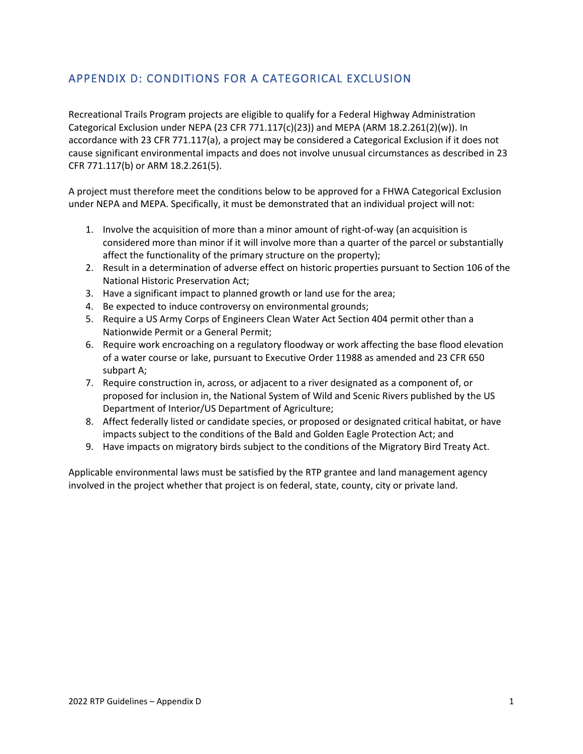## APPENDIX D: CONDITIONS FOR A CATEGORICAL EXCLUSION

Recreational Trails Program projects are eligible to qualify for a Federal Highway Administration Categorical Exclusion under NEPA (23 CFR 771.117(c)(23)) and MEPA (ARM 18.2.261(2)(w)). In accordance with 23 CFR 771.117(a), a project may be considered a Categorical Exclusion if it does not cause significant environmental impacts and does not involve unusual circumstances as described in 23 CFR 771.117(b) or ARM 18.2.261(5).

A project must therefore meet the conditions below to be approved for a FHWA Categorical Exclusion under NEPA and MEPA. Specifically, it must be demonstrated that an individual project will not:

1. Involve the acquisition of more than a minor amount of right-of-way (an acquisition is considered more than minor if it will involve more than a quarter of the parcel or substantially affect the functionality of the primary structure on the property);
2. Result in a determination of adverse effect on historic properties pursuant to Section 106 of the National Historic Preservation Act;
3. Have a significant impact to planned growth or land use for the area;
4. Be expected to induce controversy on environmental grounds;
5. Require a US Army Corps of Engineers Clean Water Act Section 404 permit other than a Nationwide Permit or a General Permit;
6. Require work encroaching on a regulatory floodway or work affecting the base flood elevation of a water course or lake, pursuant to Executive Order 11988 as amended and 23 CFR 650 subpart A;
7. Require construction in, across, or adjacent to a river designated as a component of, or proposed for inclusion in, the National System of Wild and Scenic Rivers published by the US Department of Interior/US Department of Agriculture;
8. Affect federally listed or candidate species, or proposed or designated critical habitat, or have impacts subject to the conditions of the Bald and Golden Eagle Protection Act; and
9. Have impacts on migratory birds subject to the conditions of the Migratory Bird Treaty Act.

Applicable environmental laws must be satisfied by the RTP grantee and land management agency involved in the project whether that project is on federal, state, county, city or private land.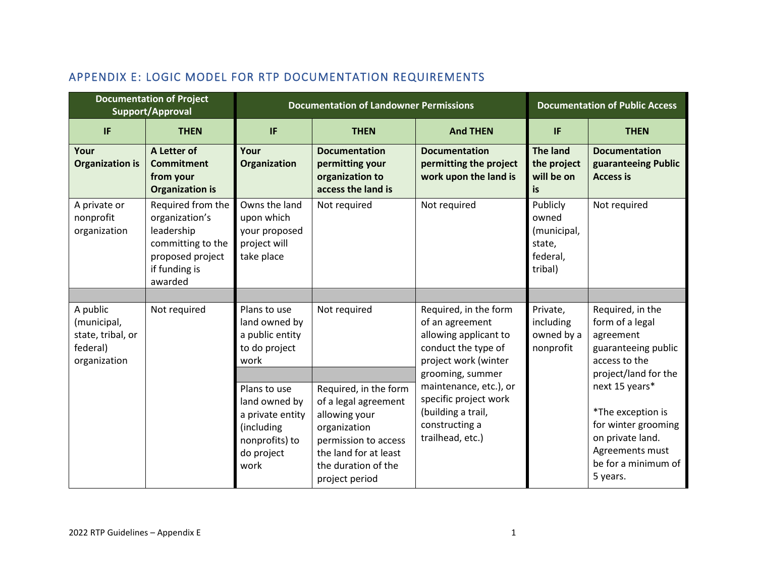## APPENDIX E: LOGIC MODEL FOR RTP DOCUMENTATION REQUIREMENTS

| Documentation of Project Support/Approval | | Documentation of Landowner Permissions | | | Documentation of Public Access | |
|---|---|---|---|---|---|---|
| **IF** | **THEN** | **IF** | **THEN** | **And THEN** | **IF** | **THEN** |
| **Your Organization is** | **A Letter of Commitment from your Organization is** | **Your Organization** | **Documentation permitting your organization to access the land is** | **Documentation permitting the project work upon the land is** | **The land the project will be on is** | **Documentation guaranteeing Public Access is** |
| A private or nonprofit organization | Required from the organization's leadership committing to the proposed project if funding is awarded | Owns the land upon which your proposed project will take place | Not required | Not required | Publicly owned (municipal, state, federal, tribal) | Not required |
| | | | | | | |
| A public (municipal, state, tribal, or federal) organization | Not required | Plans to use land owned by a public entity to do project work | Not required | Required, in the form of an agreement allowing applicant to conduct the type of project work (winter grooming, summer maintenance, etc.), or specific project work (building a trail, constructing a trailhead, etc.) | Private, including owned by a nonprofit | Required, in the form of a legal agreement guaranteeing public access to the project/land for the next 15 years*<br><br>*The exception is for winter grooming on private land. Agreements must be for a minimum of 5 years. |
| | | Plans to use land owned by a private entity (including nonprofits) to do project work | Required, in the form of a legal agreement allowing your organization permission to access the land for at least the duration of the project period | | | |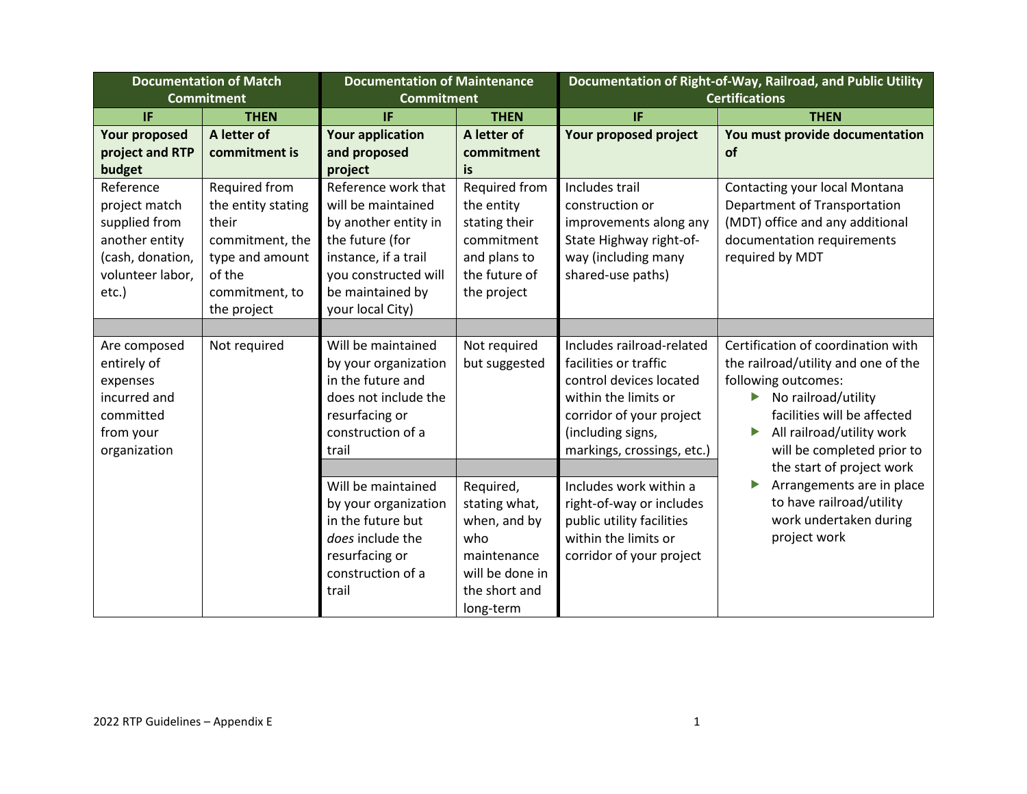| Documentation of Match Commitment | | Documentation of Maintenance Commitment | | Documentation of Right-of-Way, Railroad, and Public Utility Certifications | |
|---|---|---|---|---|---|
| IF | THEN | IF | THEN | IF | THEN |
| **Your proposed project and RTP budget** | **A letter of commitment is** | **Your application and proposed project** | **A letter of commitment is** | **Your proposed project** | **You must provide documentation of** |
| Reference project match supplied from another entity (cash, donation, volunteer labor, etc.) | Required from the entity stating their commitment, the type and amount of the commitment, to the project | Reference work that will be maintained by another entity in the future (for instance, if a trail you constructed will be maintained by your local City) | Required from the entity stating their commitment and plans to the future of the project | Includes trail construction or improvements along any State Highway right-of-way (including many shared-use paths) | Contacting your local Montana Department of Transportation (MDT) office and any additional documentation requirements required by MDT |
| Are composed entirely of expenses incurred and committed from your organization | Not required | Will be maintained by your organization in the future and does not include the resurfacing or construction of a trail | Not required but suggested | Includes railroad-related facilities or traffic control devices located within the limits or corridor of your project (including signs, markings, crossings, etc.) | Certification of coordination with the railroad/utility and one of the following outcomes:<br>▶ No railroad/utility facilities will be affected<br>▶ All railroad/utility work will be completed prior to the start of project work<br>▶ Arrangements are in place to have railroad/utility work undertaken during project work |
| | | Will be maintained by your organization in the future but *does* include the resurfacing or construction of a trail | Required, stating what, when, and by who maintenance will be done in the short and long-term | Includes work within a right-of-way or includes public utility facilities within the limits or corridor of your project | |

2022 RTP Guidelines – Appendix E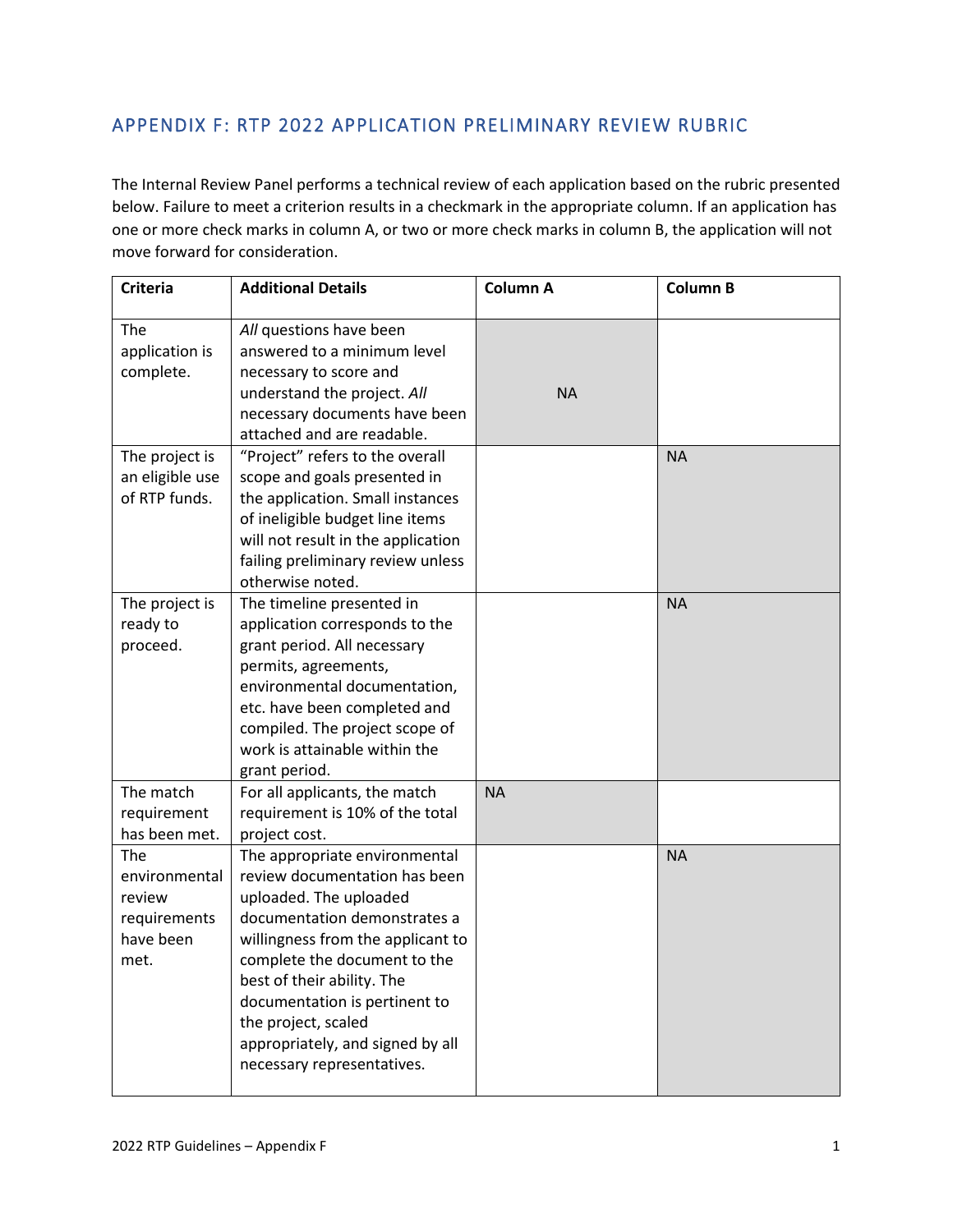## APPENDIX F: RTP 2022 APPLICATION PRELIMINARY REVIEW RUBRIC

The Internal Review Panel performs a technical review of each application based on the rubric presented below. Failure to meet a criterion results in a checkmark in the appropriate column. If an application has one or more check marks in column A, or two or more check marks in column B, the application will not move forward for consideration.

| Criteria | Additional Details | Column A | Column B |
|---|---|---|---|
| The application is complete. | *All* questions have been answered to a minimum level necessary to score and understand the project. *All* necessary documents have been attached and are readable. | NA | |
| The project is an eligible use of RTP funds. | "Project" refers to the overall scope and goals presented in the application. Small instances of ineligible budget line items will not result in the application failing preliminary review unless otherwise noted. | | NA |
| The project is ready to proceed. | The timeline presented in application corresponds to the grant period. All necessary permits, agreements, environmental documentation, etc. have been completed and compiled. The project scope of work is attainable within the grant period. | | NA |
| The match requirement has been met. | For all applicants, the match requirement is 10% of the total project cost. | NA | |
| The environmental review requirements have been met. | The appropriate environmental review documentation has been uploaded. The uploaded documentation demonstrates a willingness from the applicant to complete the document to the best of their ability. The documentation is pertinent to the project, scaled appropriately, and signed by all necessary representatives. | | NA |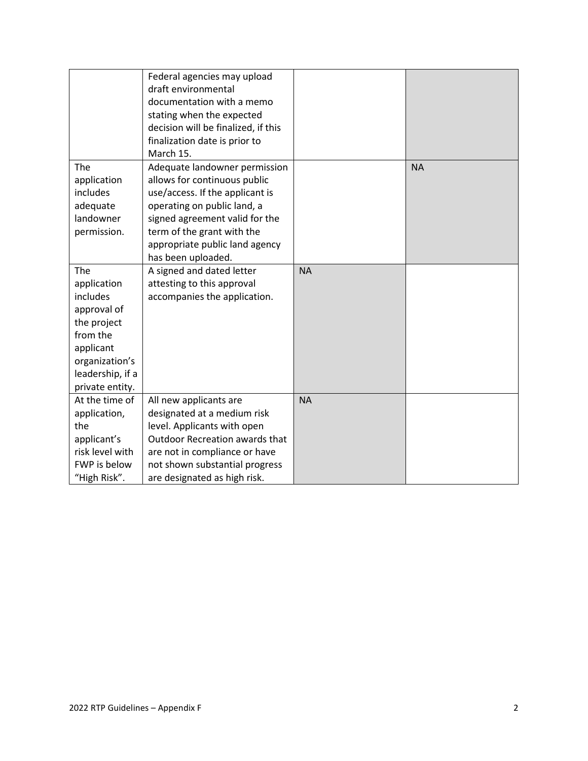| | | | |
|---|---|---|---|
| | Federal agencies may upload draft environmental documentation with a memo stating when the expected decision will be finalized, if this finalization date is prior to March 15. | | |
| The application includes adequate landowner permission. | Adequate landowner permission allows for continuous public use/access. If the applicant is operating on public land, a signed agreement valid for the term of the grant with the appropriate public land agency has been uploaded. | | NA |
| The application includes approval of the project from the applicant organization's leadership, if a private entity. | A signed and dated letter attesting to this approval accompanies the application. | NA | |
| At the time of application, the applicant's risk level with FWP is below "High Risk". | All new applicants are designated at a medium risk level. Applicants with open Outdoor Recreation awards that are not in compliance or have not shown substantial progress are designated as high risk. | NA | |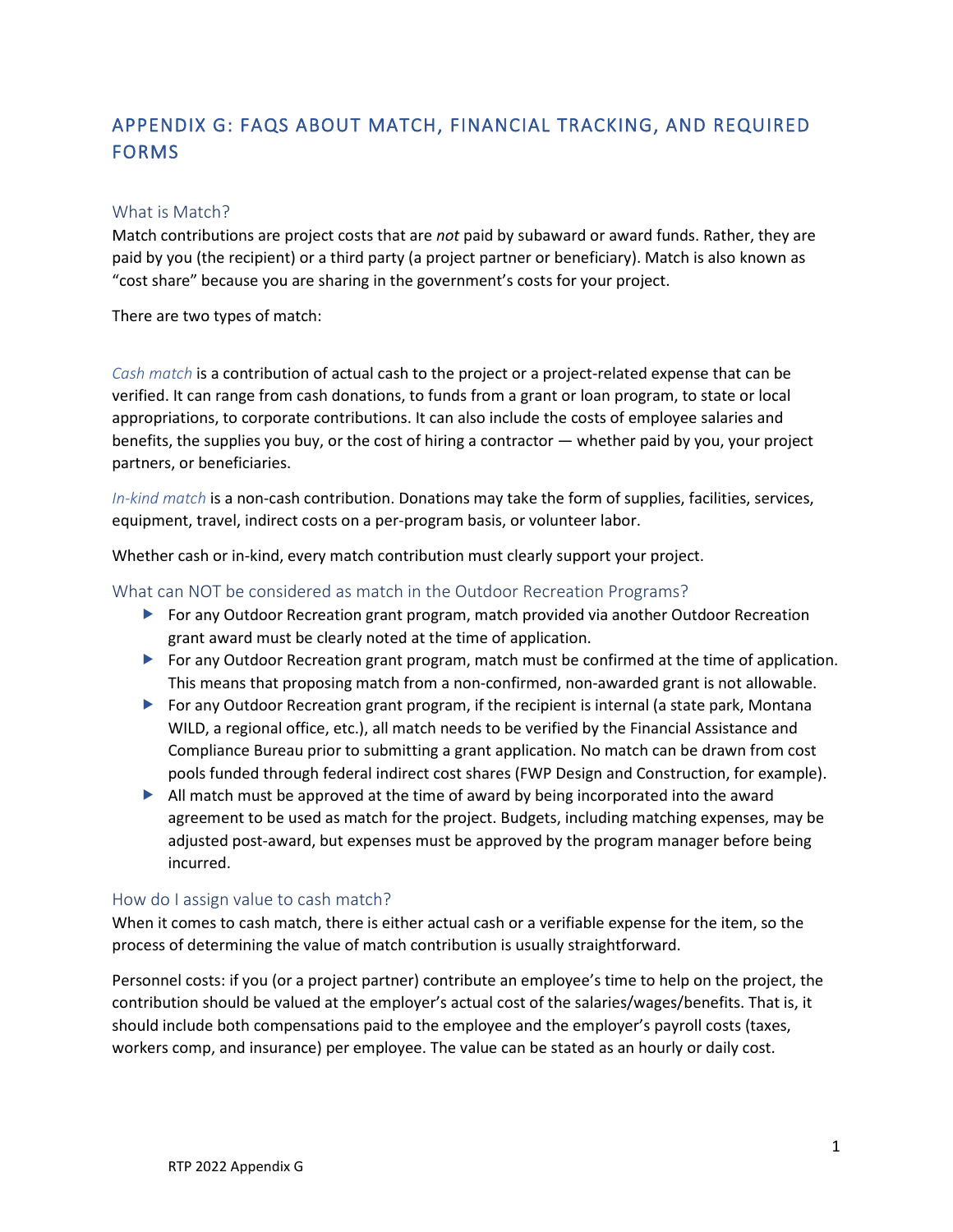# APPENDIX G: FAQS ABOUT MATCH, FINANCIAL TRACKING, AND REQUIRED FORMS

## What is Match?

Match contributions are project costs that are *not* paid by subaward or award funds. Rather, they are paid by you (the recipient) or a third party (a project partner or beneficiary). Match is also known as "cost share" because you are sharing in the government's costs for your project.

There are two types of match:

*Cash match* is a contribution of actual cash to the project or a project-related expense that can be verified. It can range from cash donations, to funds from a grant or loan program, to state or local appropriations, to corporate contributions. It can also include the costs of employee salaries and benefits, the supplies you buy, or the cost of hiring a contractor — whether paid by you, your project partners, or beneficiaries.

*In-kind match* is a non-cash contribution. Donations may take the form of supplies, facilities, services, equipment, travel, indirect costs on a per-program basis, or volunteer labor.

Whether cash or in-kind, every match contribution must clearly support your project.

## What can NOT be considered as match in the Outdoor Recreation Programs?

- For any Outdoor Recreation grant program, match provided via another Outdoor Recreation grant award must be clearly noted at the time of application.
- For any Outdoor Recreation grant program, match must be confirmed at the time of application. This means that proposing match from a non-confirmed, non-awarded grant is not allowable.
- For any Outdoor Recreation grant program, if the recipient is internal (a state park, Montana WILD, a regional office, etc.), all match needs to be verified by the Financial Assistance and Compliance Bureau prior to submitting a grant application. No match can be drawn from cost pools funded through federal indirect cost shares (FWP Design and Construction, for example).
- All match must be approved at the time of award by being incorporated into the award agreement to be used as match for the project. Budgets, including matching expenses, may be adjusted post-award, but expenses must be approved by the program manager before being incurred.

## How do I assign value to cash match?

When it comes to cash match, there is either actual cash or a verifiable expense for the item, so the process of determining the value of match contribution is usually straightforward.

Personnel costs: if you (or a project partner) contribute an employee's time to help on the project, the contribution should be valued at the employer's actual cost of the salaries/wages/benefits. That is, it should include both compensations paid to the employee and the employer's payroll costs (taxes, workers comp, and insurance) per employee. The value can be stated as an hourly or daily cost.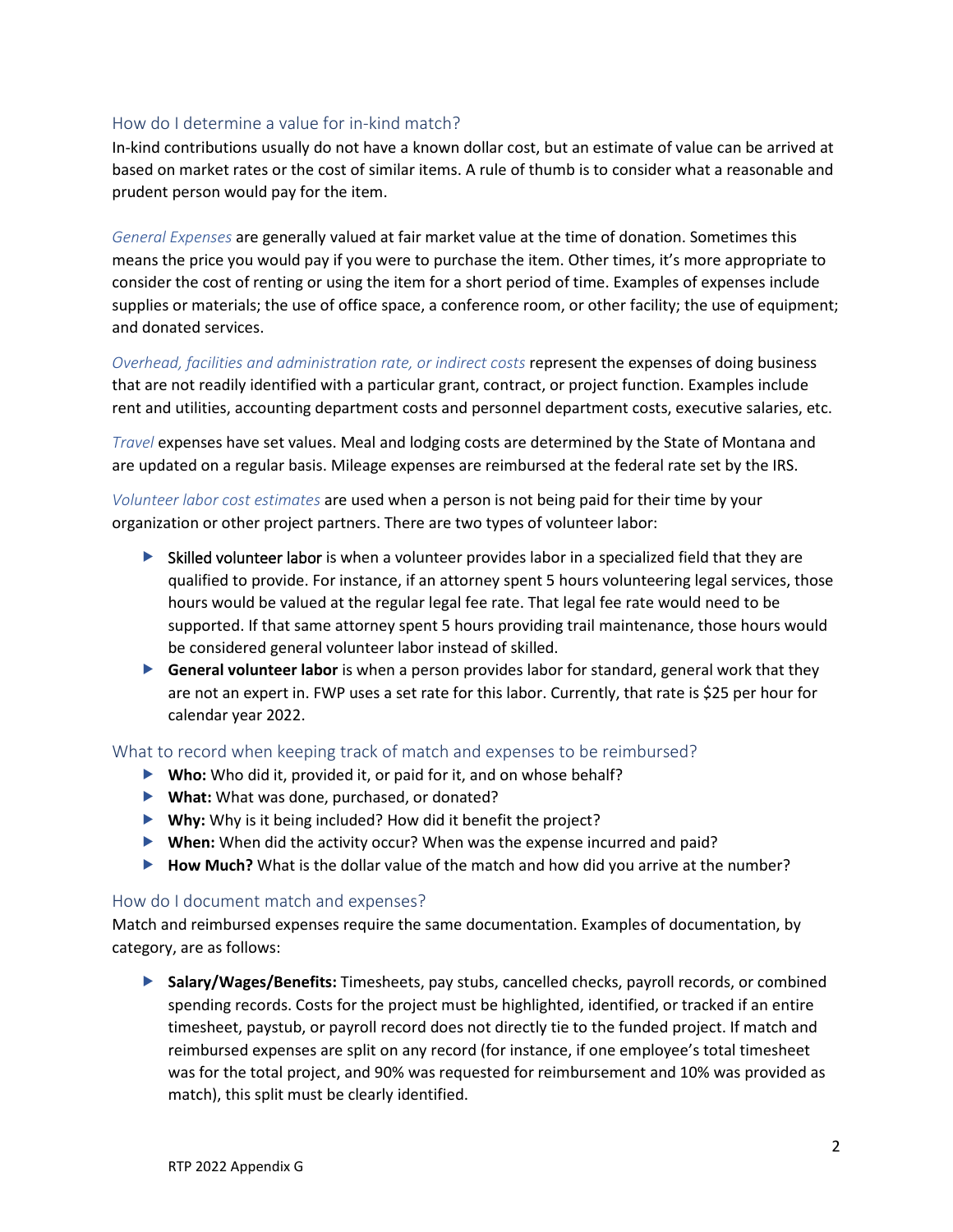## How do I determine a value for in-kind match?

In-kind contributions usually do not have a known dollar cost, but an estimate of value can be arrived at based on market rates or the cost of similar items. A rule of thumb is to consider what a reasonable and prudent person would pay for the item.

*General Expenses* are generally valued at fair market value at the time of donation. Sometimes this means the price you would pay if you were to purchase the item. Other times, it's more appropriate to consider the cost of renting or using the item for a short period of time. Examples of expenses include supplies or materials; the use of office space, a conference room, or other facility; the use of equipment; and donated services.

*Overhead, facilities and administration rate, or indirect costs* represent the expenses of doing business that are not readily identified with a particular grant, contract, or project function. Examples include rent and utilities, accounting department costs and personnel department costs, executive salaries, etc.

*Travel* expenses have set values. Meal and lodging costs are determined by the State of Montana and are updated on a regular basis. Mileage expenses are reimbursed at the federal rate set by the IRS.

*Volunteer labor cost estimates* are used when a person is not being paid for their time by your organization or other project partners. There are two types of volunteer labor:

- Skilled volunteer labor is when a volunteer provides labor in a specialized field that they are qualified to provide. For instance, if an attorney spent 5 hours volunteering legal services, those hours would be valued at the regular legal fee rate. That legal fee rate would need to be supported. If that same attorney spent 5 hours providing trail maintenance, those hours would be considered general volunteer labor instead of skilled.
- **General volunteer labor** is when a person provides labor for standard, general work that they are not an expert in. FWP uses a set rate for this labor. Currently, that rate is $25 per hour for calendar year 2022.

## What to record when keeping track of match and expenses to be reimbursed?

- **Who:** Who did it, provided it, or paid for it, and on whose behalf?
- **What:** What was done, purchased, or donated?
- **Why:** Why is it being included? How did it benefit the project?
- **When:** When did the activity occur? When was the expense incurred and paid?
- **How Much?** What is the dollar value of the match and how did you arrive at the number?

## How do I document match and expenses?

Match and reimbursed expenses require the same documentation. Examples of documentation, by category, are as follows:

- **Salary/Wages/Benefits:** Timesheets, pay stubs, cancelled checks, payroll records, or combined spending records. Costs for the project must be highlighted, identified, or tracked if an entire timesheet, paystub, or payroll record does not directly tie to the funded project. If match and reimbursed expenses are split on any record (for instance, if one employee's total timesheet was for the total project, and 90% was requested for reimbursement and 10% was provided as match), this split must be clearly identified.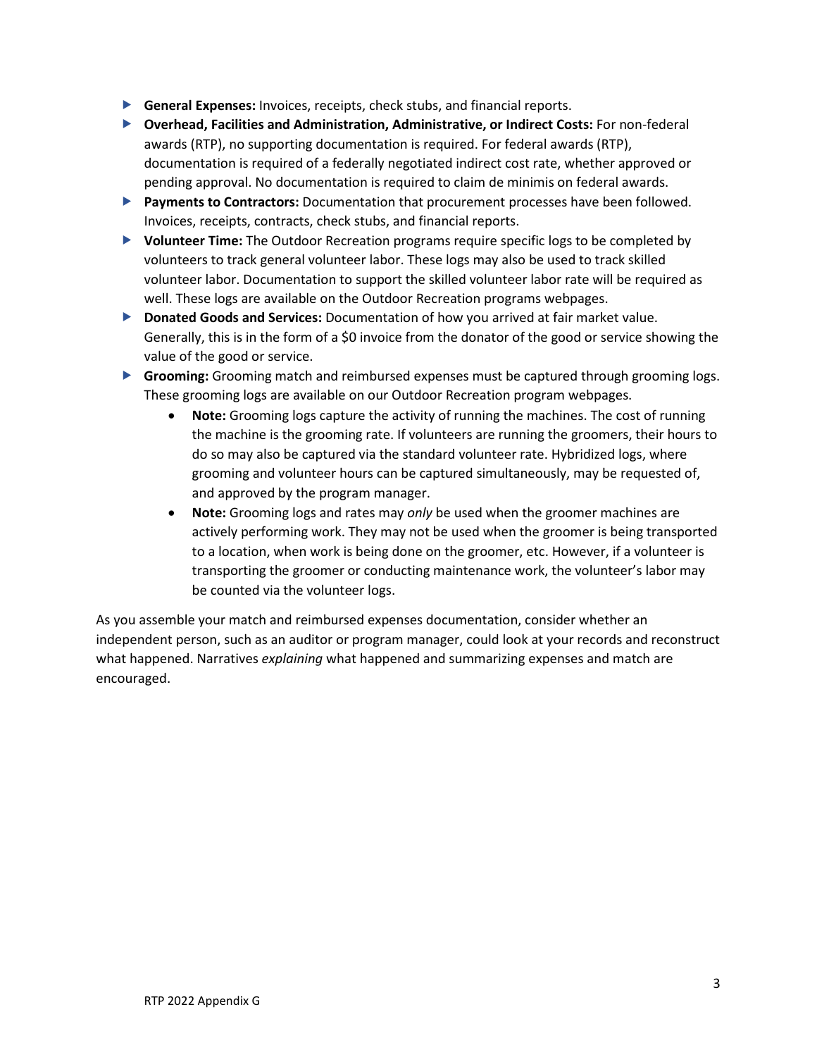- **General Expenses:** Invoices, receipts, check stubs, and financial reports.
- **Overhead, Facilities and Administration, Administrative, or Indirect Costs:** For non-federal awards (RTP), no supporting documentation is required. For federal awards (RTP), documentation is required of a federally negotiated indirect cost rate, whether approved or pending approval. No documentation is required to claim de minimis on federal awards.
- **Payments to Contractors:** Documentation that procurement processes have been followed. Invoices, receipts, contracts, check stubs, and financial reports.
- **Volunteer Time:** The Outdoor Recreation programs require specific logs to be completed by volunteers to track general volunteer labor. These logs may also be used to track skilled volunteer labor. Documentation to support the skilled volunteer labor rate will be required as well. These logs are available on the Outdoor Recreation programs webpages.
- **Donated Goods and Services:** Documentation of how you arrived at fair market value. Generally, this is in the form of a $0 invoice from the donator of the good or service showing the value of the good or service.
- **Grooming:** Grooming match and reimbursed expenses must be captured through grooming logs. These grooming logs are available on our Outdoor Recreation program webpages.
  - **Note:** Grooming logs capture the activity of running the machines. The cost of running the machine is the grooming rate. If volunteers are running the groomers, their hours to do so may also be captured via the standard volunteer rate. Hybridized logs, where grooming and volunteer hours can be captured simultaneously, may be requested of, and approved by the program manager.
  - **Note:** Grooming logs and rates may *only* be used when the groomer machines are actively performing work. They may not be used when the groomer is being transported to a location, when work is being done on the groomer, etc. However, if a volunteer is transporting the groomer or conducting maintenance work, the volunteer's labor may be counted via the volunteer logs.

As you assemble your match and reimbursed expenses documentation, consider whether an independent person, such as an auditor or program manager, could look at your records and reconstruct what happened. Narratives *explaining* what happened and summarizing expenses and match are encouraged.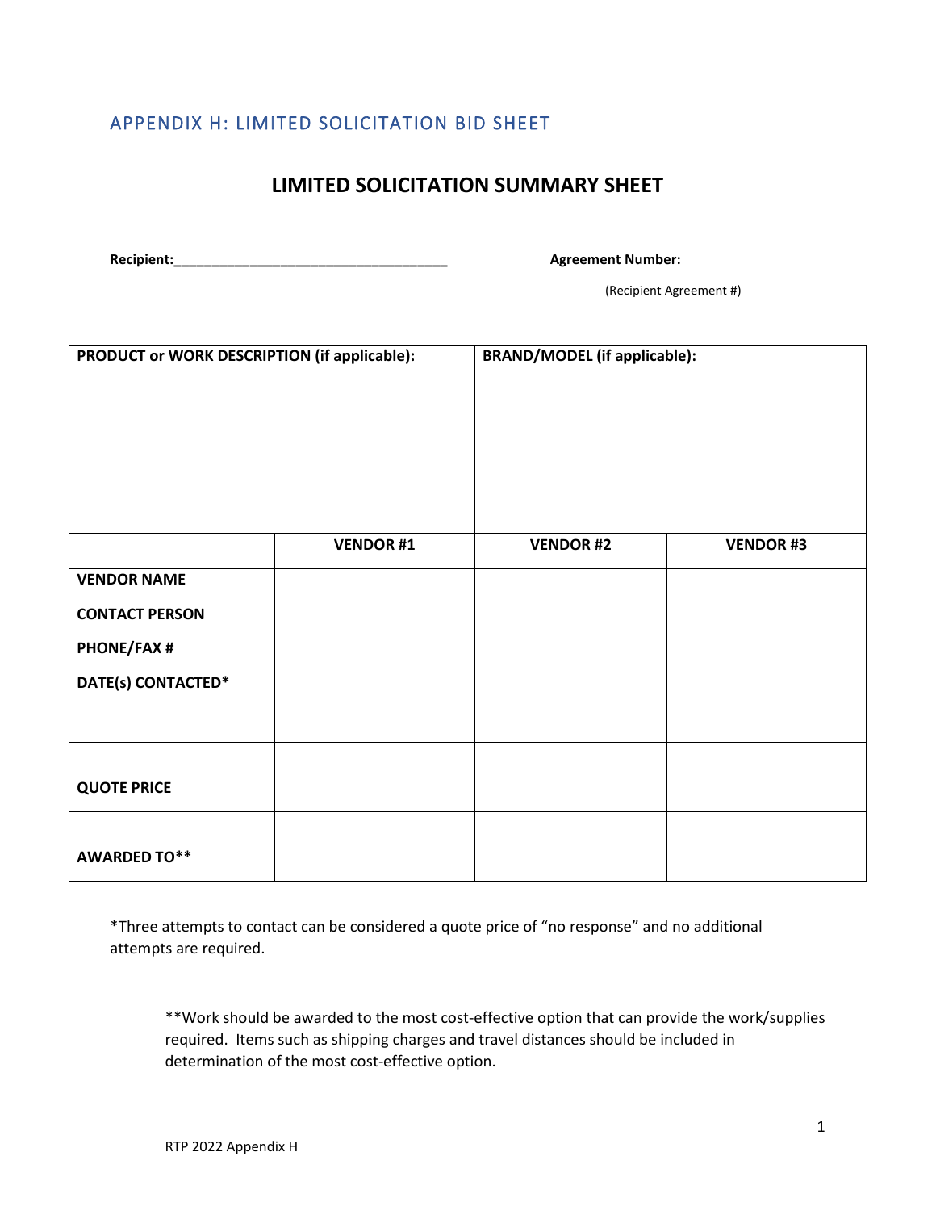## APPENDIX H: LIMITED SOLICITATION BID SHEET

# LIMITED SOLICITATION SUMMARY SHEET

**Recipient:**_____________________________________ **Agreement Number:**____________

(Recipient Agreement #)

| **PRODUCT or WORK DESCRIPTION (if applicable):** | | **BRAND/MODEL (if applicable):** | |
|---|---|---|---|
| | **VENDOR #1** | **VENDOR #2** | **VENDOR #3** |
| **VENDOR NAME**<br>**CONTACT PERSON**<br>**PHONE/FAX #**<br>**DATE(s) CONTACTED*** | | | |
| **QUOTE PRICE** | | | |
| **AWARDED TO**** | | | |

*Three attempts to contact can be considered a quote price of "no response" and no additional attempts are required.

**Work should be awarded to the most cost-effective option that can provide the work/supplies required. Items such as shipping charges and travel distances should be included in determination of the most cost-effective option.